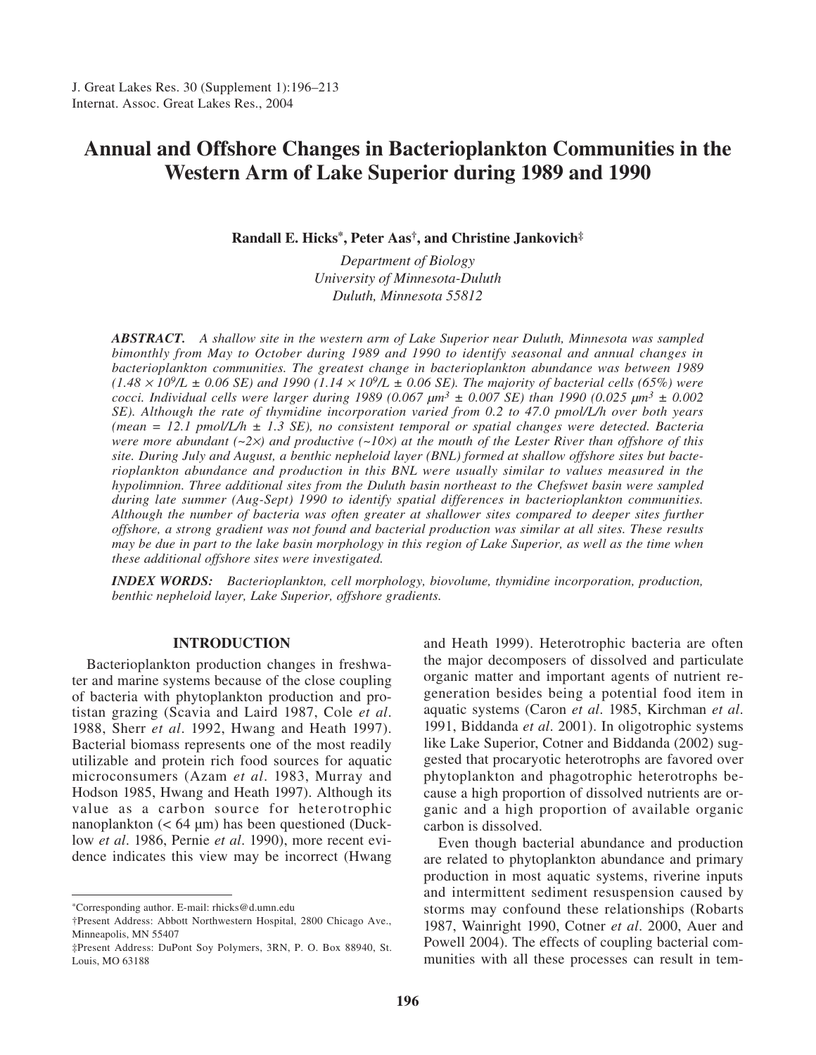# Annual and Offshore Changes in Bacterioplankton Communities in the Western Arm of Lake Superior during 1989 and 1990

**Randall E. Hicks[*], Peter Aas[†], and Christine Jankovich[‡]**

*Department of Biology*
*University of Minnesota-Duluth*
*Duluth, Minnesota 55812*

***ABSTRACT.*** *A shallow site in the western arm of Lake Superior near Duluth, Minnesota was sampled bimonthly from May to October during 1989 and 1990 to identify seasonal and annual changes in bacterioplankton communities. The greatest change in bacterioplankton abundance was between 1989 ($1.48 \times 10^9$/L ± 0.06 SE) and 1990 ($1.14 \times 10^9$/L ± 0.06 SE). The majority of bacterial cells (65%) were cocci. Individual cells were larger during 1989 (0.067 $\mu m^3$ ± 0.007 SE) than 1990 (0.025 $\mu m^3$ ± 0.002 SE). Although the rate of thymidine incorporation varied from 0.2 to 47.0 pmol/L/h over both years (mean = 12.1 pmol/L/h ± 1.3 SE), no consistent temporal or spatial changes were detected. Bacteria were more abundant (~2×) and productive (~10×) at the mouth of the Lester River than offshore of this site. During July and August, a benthic nepheloid layer (BNL) formed at shallow offshore sites but bacterioplankton abundance and production in this BNL were usually similar to values measured in the hypolimnion. Three additional sites from the Duluth basin northeast to the Chefswet basin were sampled during late summer (Aug-Sept) 1990 to identify spatial differences in bacterioplankton communities. Although the number of bacteria was often greater at shallower sites compared to deeper sites further offshore, a strong gradient was not found and bacterial production was similar at all sites. These results may be due in part to the lake basin morphology in this region of Lake Superior, as well as the time when these additional offshore sites were investigated.*

***INDEX WORDS:*** *Bacterioplankton, cell morphology, biovolume, thymidine incorporation, production, benthic nepheloid layer, Lake Superior, offshore gradients.*

## INTRODUCTION

Bacterioplankton production changes in freshwater and marine systems because of the close coupling of bacteria with phytoplankton production and protistan grazing (Scavia and Laird 1987, Cole *et al*. 1988, Sherr *et al*. 1992, Hwang and Heath 1997). Bacterial biomass represents one of the most readily utilizable and protein rich food sources for aquatic microconsumers (Azam *et al*. 1983, Murray and Hodson 1985, Hwang and Heath 1997). Although its value as a carbon source for heterotrophic nanoplankton (< 64 µm) has been questioned (Ducklow *et al*. 1986, Pernie *et al*. 1990), more recent evidence indicates this view may be incorrect (Hwang and Heath 1999). Heterotrophic bacteria are often the major decomposers of dissolved and particulate organic matter and important agents of nutrient regeneration besides being a potential food item in aquatic systems (Caron *et al*. 1985, Kirchman *et al*. 1991, Biddanda *et al*. 2001). In oligotrophic systems like Lake Superior, Cotner and Biddanda (2002) suggested that procaryotic heterotrophs are favored over phytoplankton and phagotrophic heterotrophs because a high proportion of dissolved nutrients are organic and a high proportion of available organic carbon is dissolved.

Even though bacterial abundance and production are related to phytoplankton abundance and primary production in most aquatic systems, riverine inputs and intermittent sediment resuspension caused by storms may confound these relationships (Robarts 1987, Wainright 1990, Cotner *et al*. 2000, Auer and Powell 2004). The effects of coupling bacterial communities with all these processes can result in tem-

---

[*]Corresponding author. E-mail: rhicks@d.umn.edu

[†]Present Address: Abbott Northwestern Hospital, 2800 Chicago Ave., Minneapolis, MN 55407

[‡]Present Address: DuPont Soy Polymers, 3RN, P. O. Box 88940, St. Louis, MO 63188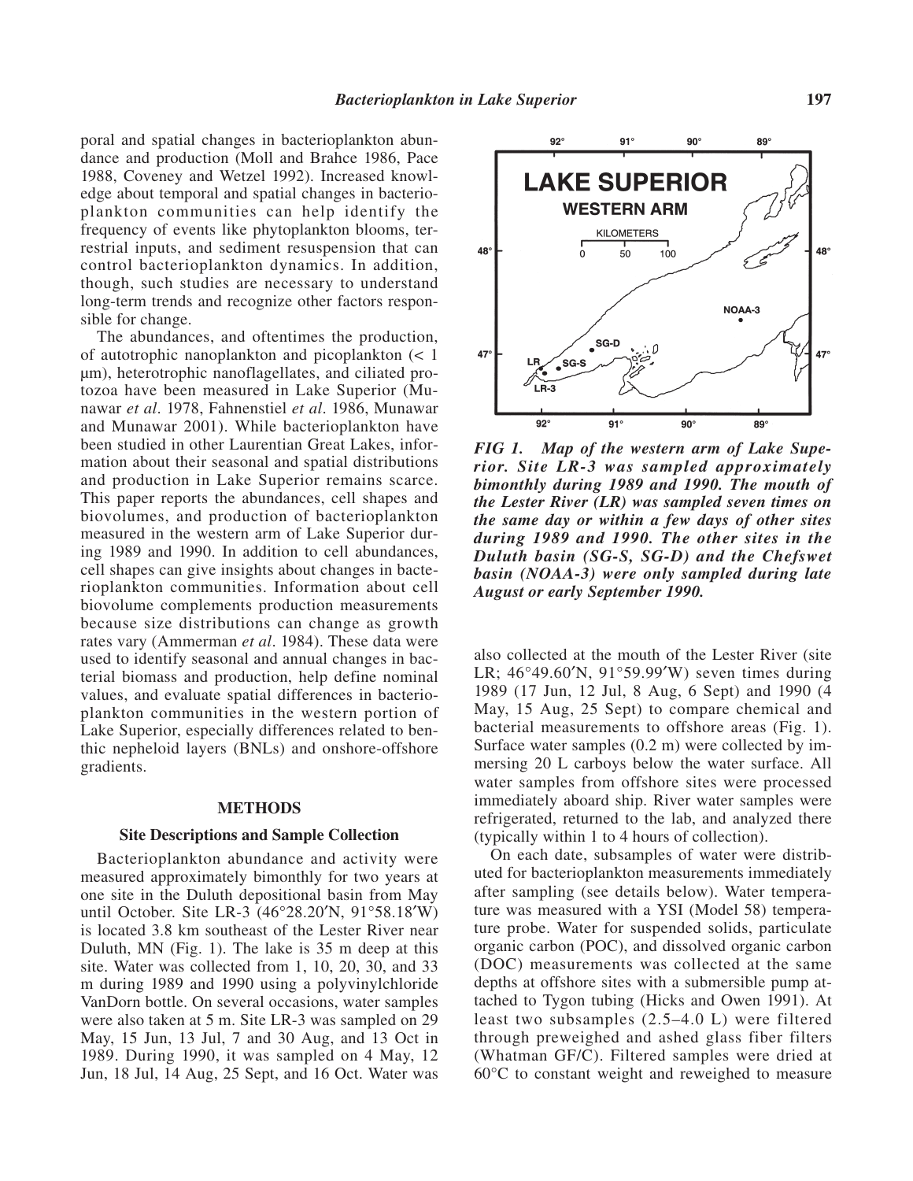poral and spatial changes in bacterioplankton abundance and production (Moll and Brahce 1986, Pace 1988, Coveney and Wetzel 1992). Increased knowledge about temporal and spatial changes in bacterioplankton communities can help identify the frequency of events like phytoplankton blooms, terrestrial inputs, and sediment resuspension that can control bacterioplankton dynamics. In addition, though, such studies are necessary to understand long-term trends and recognize other factors responsible for change.

The abundances, and oftentimes the production, of autotrophic nanoplankton and picoplankton (< 1 µm), heterotrophic nanoflagellates, and ciliated protozoa have been measured in Lake Superior (Munawar *et al*. 1978, Fahnenstiel *et al*. 1986, Munawar and Munawar 2001). While bacterioplankton have been studied in other Laurentian Great Lakes, information about their seasonal and spatial distributions and production in Lake Superior remains scarce. This paper reports the abundances, cell shapes and biovolumes, and production of bacterioplankton measured in the western arm of Lake Superior during 1989 and 1990. In addition to cell abundances, cell shapes can give insights about changes in bacterioplankton communities. Information about cell biovolume complements production measurements because size distributions can change as growth rates vary (Ammerman *et al*. 1984). These data were used to identify seasonal and annual changes in bacterial biomass and production, help define nominal values, and evaluate spatial differences in bacterioplankton communities in the western portion of Lake Superior, especially differences related to benthic nepheloid layers (BNLs) and onshore-offshore gradients.

## METHODS

### Site Descriptions and Sample Collection

Bacterioplankton abundance and activity were measured approximately bimonthly for two years at one site in the Duluth depositional basin from May until October. Site LR-3 (46°28.20′N, 91°58.18′W) is located 3.8 km southeast of the Lester River near Duluth, MN (Fig. 1). The lake is 35 m deep at this site. Water was collected from 1, 10, 20, 30, and 33 m during 1989 and 1990 using a polyvinylchloride VanDorn bottle. On several occasions, water samples were also taken at 5 m. Site LR-3 was sampled on 29 May, 15 Jun, 13 Jul, 7 and 30 Aug, and 13 Oct in 1989. During 1990, it was sampled on 4 May, 12 Jun, 18 Jul, 14 Aug, 25 Sept, and 16 Oct. Water was also collected at the mouth of the Lester River (site LR; 46°49.60′N, 91°59.99′W) seven times during 1989 (17 Jun, 12 Jul, 8 Aug, 6 Sept) and 1990 (4 May, 15 Aug, 25 Sept) to compare chemical and bacterial measurements to offshore areas (Fig. 1). Surface water samples (0.2 m) were collected by immersing 20 L carboys below the water surface. All water samples from offshore sites were processed immediately aboard ship. River water samples were refrigerated, returned to the lab, and analyzed there (typically within 1 to 4 hours of collection).

On each date, subsamples of water were distributed for bacterioplankton measurements immediately after sampling (see details below). Water temperature was measured with a YSI (Model 58) temperature probe. Water for suspended solids, particulate organic carbon (POC), and dissolved organic carbon (DOC) measurements was collected at the same depths at offshore sites with a submersible pump attached to Tygon tubing (Hicks and Owen 1991). At least two subsamples (2.5–4.0 L) were filtered through preweighed and ashed glass fiber filters (Whatman GF/C). Filtered samples were dried at 60°C to constant weight and reweighed to measure

***FIG 1. Map of the western arm of Lake Superior. Site LR-3 was sampled approximately bimonthly during 1989 and 1990. The mouth of the Lester River (LR) was sampled seven times on the same day or within a few days of other sites during 1989 and 1990. The other sites in the Duluth basin (SG-S, SG-D) and the Chefswet basin (NOAA-3) were only sampled during late August or early September 1990.***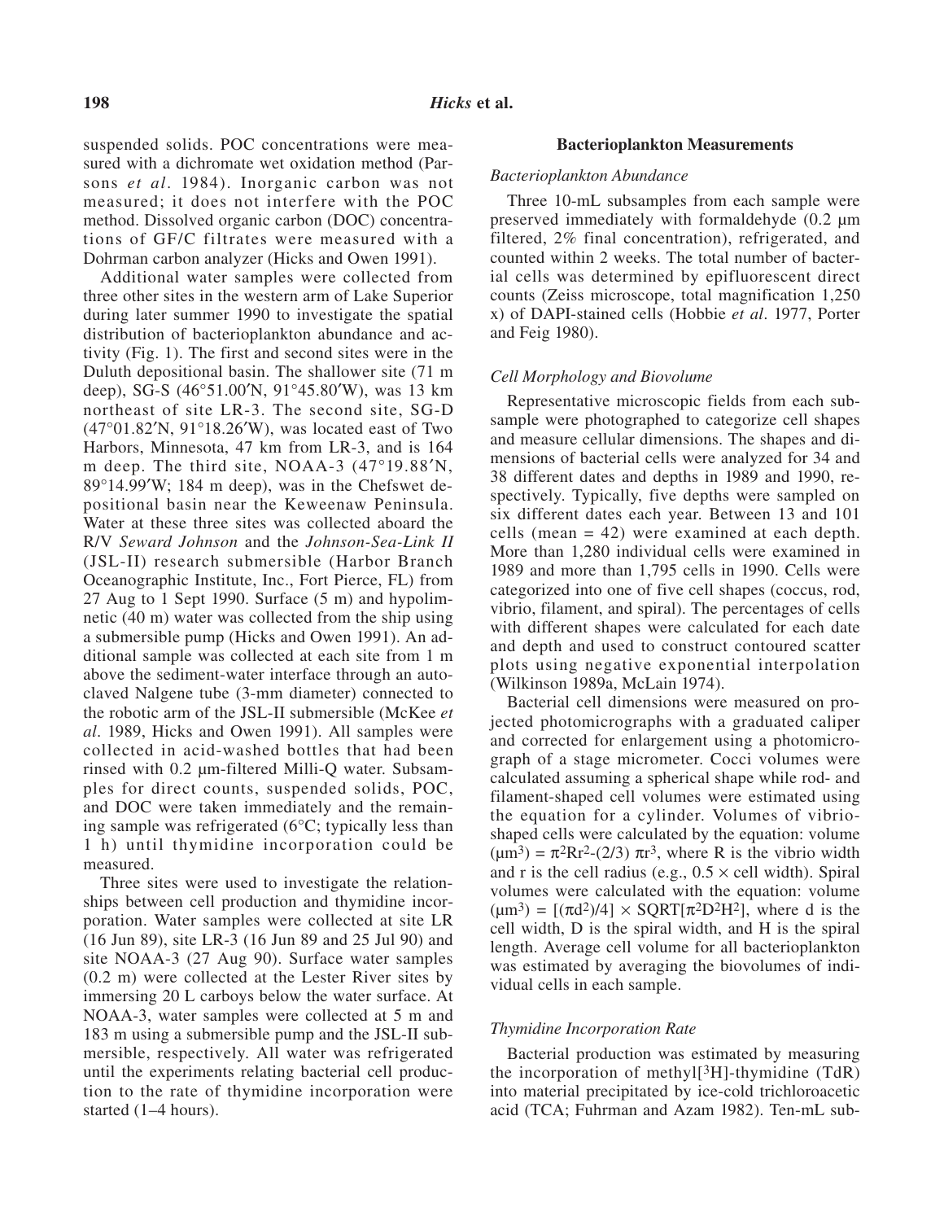suspended solids. POC concentrations were measured with a dichromate wet oxidation method (Parsons *et al*. 1984). Inorganic carbon was not measured; it does not interfere with the POC method. Dissolved organic carbon (DOC) concentrations of GF/C filtrates were measured with a Dohrman carbon analyzer (Hicks and Owen 1991).

Additional water samples were collected from three other sites in the western arm of Lake Superior during later summer 1990 to investigate the spatial distribution of bacterioplankton abundance and activity (Fig. 1). The first and second sites were in the Duluth depositional basin. The shallower site (71 m deep), SG-S (46°51.00′N, 91°45.80′W), was 13 km northeast of site LR-3. The second site, SG-D (47°01.82′N, 91°18.26′W), was located east of Two Harbors, Minnesota, 47 km from LR-3, and is 164 m deep. The third site, NOAA-3 (47°19.88′N, 89°14.99′W; 184 m deep), was in the Chefswet depositional basin near the Keweenaw Peninsula. Water at these three sites was collected aboard the R/V *Seward Johnson* and the *Johnson-Sea-Link II* (JSL-II) research submersible (Harbor Branch Oceanographic Institute, Inc., Fort Pierce, FL) from 27 Aug to 1 Sept 1990. Surface (5 m) and hypolimnetic (40 m) water was collected from the ship using a submersible pump (Hicks and Owen 1991). An additional sample was collected at each site from 1 m above the sediment-water interface through an autoclaved Nalgene tube (3-mm diameter) connected to the robotic arm of the JSL-II submersible (McKee *et al*. 1989, Hicks and Owen 1991). All samples were collected in acid-washed bottles that had been rinsed with 0.2 µm-filtered Milli-Q water. Subsamples for direct counts, suspended solids, POC, and DOC were taken immediately and the remaining sample was refrigerated (6°C; typically less than 1 h) until thymidine incorporation could be measured.

Three sites were used to investigate the relationships between cell production and thymidine incorporation. Water samples were collected at site LR (16 Jun 89), site LR-3 (16 Jun 89 and 25 Jul 90) and site NOAA-3 (27 Aug 90). Surface water samples (0.2 m) were collected at the Lester River sites by immersing 20 L carboys below the water surface. At NOAA-3, water samples were collected at 5 m and 183 m using a submersible pump and the JSL-II submersible, respectively. All water was refrigerated until the experiments relating bacterial cell production to the rate of thymidine incorporation were started (1–4 hours).

## Bacterioplankton Measurements

### *Bacterioplankton Abundance*

Three 10-mL subsamples from each sample were preserved immediately with formaldehyde (0.2 µm filtered, 2% final concentration), refrigerated, and counted within 2 weeks. The total number of bacterial cells was determined by epifluorescent direct counts (Zeiss microscope, total magnification 1,250 x) of DAPI-stained cells (Hobbie *et al*. 1977, Porter and Feig 1980).

### *Cell Morphology and Biovolume*

Representative microscopic fields from each subsample were photographed to categorize cell shapes and measure cellular dimensions. The shapes and dimensions of bacterial cells were analyzed for 34 and 38 different dates and depths in 1989 and 1990, respectively. Typically, five depths were sampled on six different dates each year. Between 13 and 101 cells (mean = 42) were examined at each depth. More than 1,280 individual cells were examined in 1989 and more than 1,795 cells in 1990. Cells were categorized into one of five cell shapes (coccus, rod, vibrio, filament, and spiral). The percentages of cells with different shapes were calculated for each date and depth and used to construct contoured scatter plots using negative exponential interpolation (Wilkinson 1989a, McLain 1974).

Bacterial cell dimensions were measured on projected photomicrographs with a graduated caliper and corrected for enlargement using a photomicrograph of a stage micrometer. Cocci volumes were calculated assuming a spherical shape while rod- and filament-shaped cell volumes were estimated using the equation for a cylinder. Volumes of vibrio-shaped cells were calculated by the equation: volume ($\mu m^3$) = $\pi^2 R r^2 - (2/3)\, \pi r^3$, where R is the vibrio width and r is the cell radius (e.g., $0.5 \times$ cell width). Spiral volumes were calculated with the equation: volume ($\mu m^3$) = $[(\pi d^2)/4] \times \mathrm{SQRT}[\pi^2 D^2 H^2]$, where d is the cell width, D is the spiral width, and H is the spiral length. Average cell volume for all bacterioplankton was estimated by averaging the biovolumes of individual cells in each sample.

### *Thymidine Incorporation Rate*

Bacterial production was estimated by measuring the incorporation of methyl[$^3$H]-thymidine (TdR) into material precipitated by ice-cold trichloroacetic acid (TCA; Fuhrman and Azam 1982). Ten-mL sub-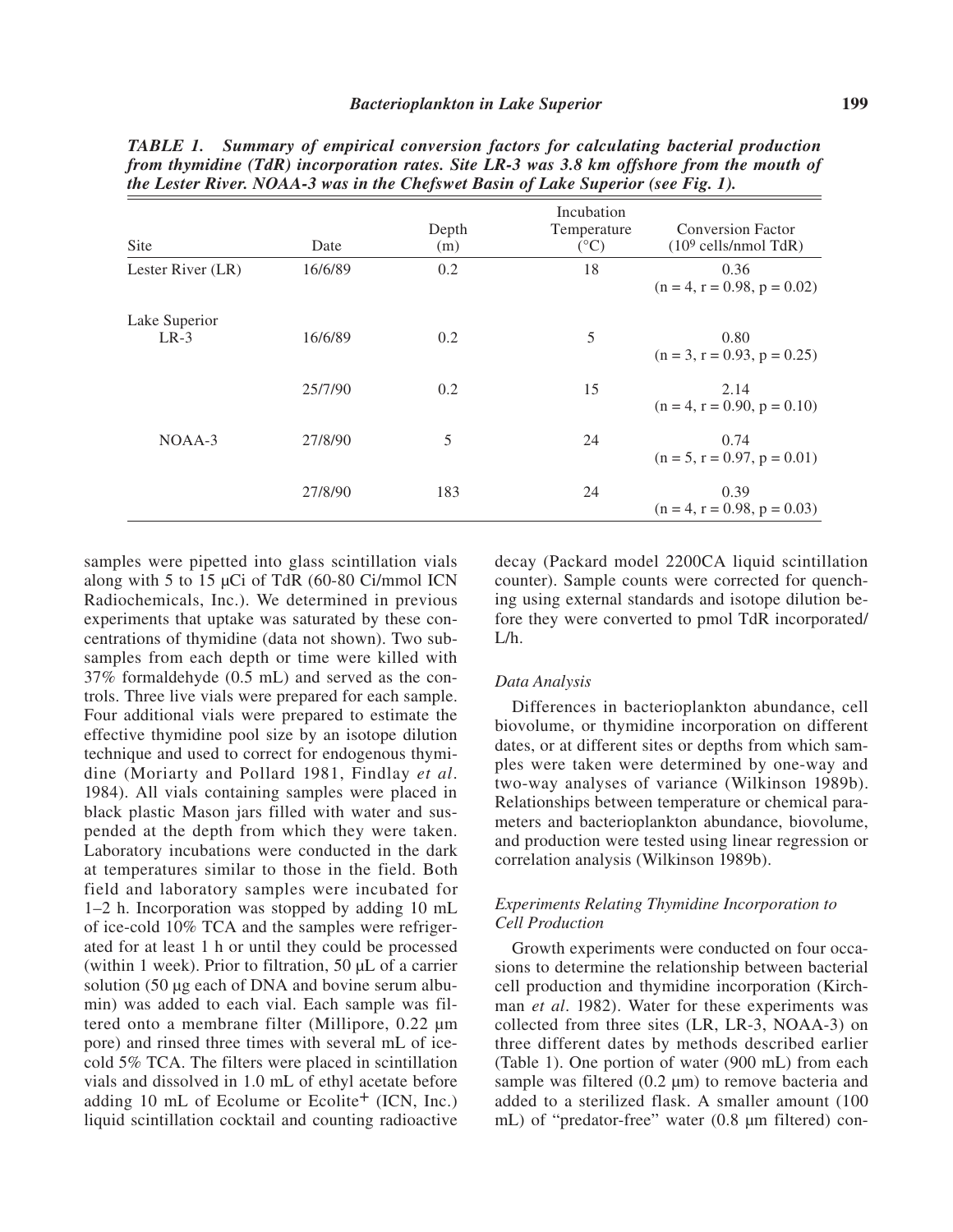*TABLE 1. Summary of empirical conversion factors for calculating bacterial production from thymidine (TdR) incorporation rates. Site LR-3 was 3.8 km offshore from the mouth of the Lester River. NOAA-3 was in the Chefswet Basin of Lake Superior (see Fig. 1).*

| Site | Date | Depth (m) | Incubation Temperature (°C) | Conversion Factor ($10^9$ cells/nmol TdR) |
|---|---|---|---|---|
| Lester River (LR) | 16/6/89 | 0.2 | 18 | 0.36 ($n = 4$, $r = 0.98$, $p = 0.02$) |
| Lake Superior | | | | |
| LR-3 | 16/6/89 | 0.2 | 5 | 0.80 ($n = 3$, $r = 0.93$, $p = 0.25$) |
| | 25/7/90 | 0.2 | 15 | 2.14 ($n = 4$, $r = 0.90$, $p = 0.10$) |
| NOAA-3 | 27/8/90 | 5 | 24 | 0.74 ($n = 5$, $r = 0.97$, $p = 0.01$) |
| | 27/8/90 | 183 | 24 | 0.39 ($n = 4$, $r = 0.98$, $p = 0.03$) |

samples were pipetted into glass scintillation vials along with 5 to 15 μCi of TdR (60-80 Ci/mmol ICN Radiochemicals, Inc.). We determined in previous experiments that uptake was saturated by these concentrations of thymidine (data not shown). Two subsamples from each depth or time were killed with 37% formaldehyde (0.5 mL) and served as the controls. Three live vials were prepared for each sample. Four additional vials were prepared to estimate the effective thymidine pool size by an isotope dilution technique and used to correct for endogenous thymidine (Moriarty and Pollard 1981, Findlay *et al*. 1984). All vials containing samples were placed in black plastic Mason jars filled with water and suspended at the depth from which they were taken. Laboratory incubations were conducted in the dark at temperatures similar to those in the field. Both field and laboratory samples were incubated for 1–2 h. Incorporation was stopped by adding 10 mL of ice-cold 10% TCA and the samples were refrigerated for at least 1 h or until they could be processed (within 1 week). Prior to filtration, 50 μL of a carrier solution (50 μg each of DNA and bovine serum albumin) was added to each vial. Each sample was filtered onto a membrane filter (Millipore, 0.22 μm pore) and rinsed three times with several mL of ice-cold 5% TCA. The filters were placed in scintillation vials and dissolved in 1.0 mL of ethyl acetate before adding 10 mL of Ecolume or Ecolite+ (ICN, Inc.) liquid scintillation cocktail and counting radioactive decay (Packard model 2200CA liquid scintillation counter). Sample counts were corrected for quenching using external standards and isotope dilution before they were converted to pmol TdR incorporated/L/h.

### *Data Analysis*

Differences in bacterioplankton abundance, cell biovolume, or thymidine incorporation on different dates, or at different sites or depths from which samples were taken were determined by one-way and two-way analyses of variance (Wilkinson 1989b). Relationships between temperature or chemical parameters and bacterioplankton abundance, biovolume, and production were tested using linear regression or correlation analysis (Wilkinson 1989b).

### *Experiments Relating Thymidine Incorporation to Cell Production*

Growth experiments were conducted on four occasions to determine the relationship between bacterial cell production and thymidine incorporation (Kirchman *et al*. 1982). Water for these experiments was collected from three sites (LR, LR-3, NOAA-3) on three different dates by methods described earlier (Table 1). One portion of water (900 mL) from each sample was filtered (0.2 μm) to remove bacteria and added to a sterilized flask. A smaller amount (100 mL) of "predator-free" water (0.8 μm filtered) con-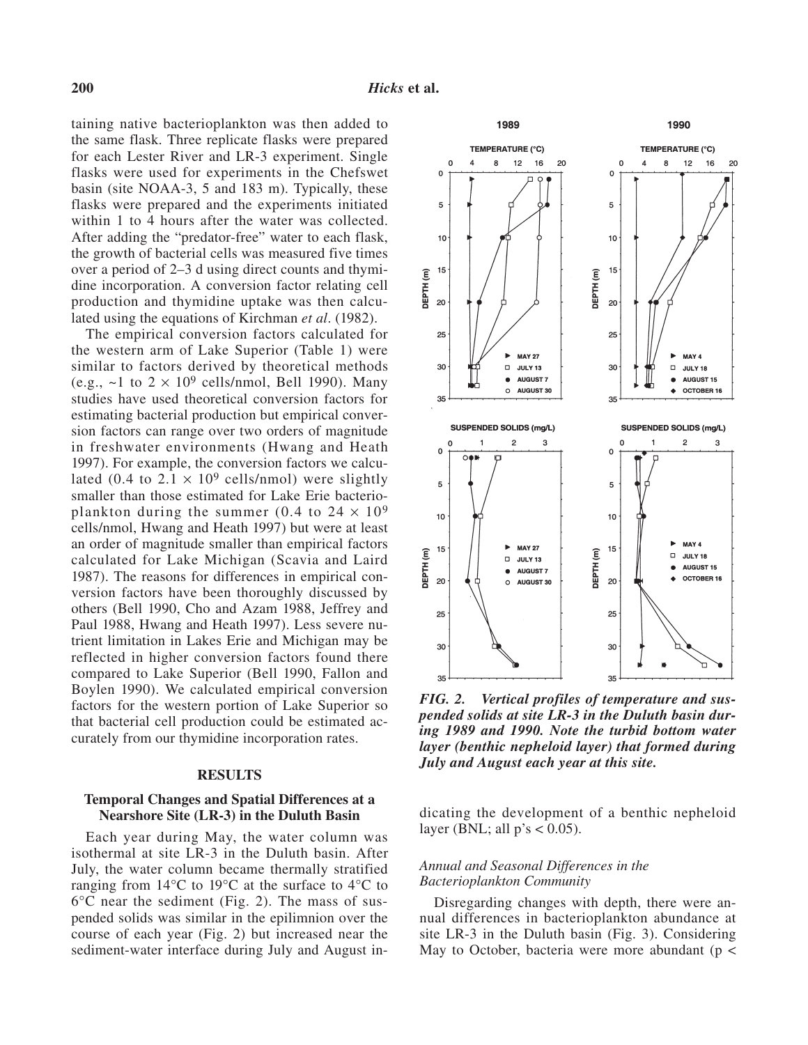taining native bacterioplankton was then added to the same flask. Three replicate flasks were prepared for each Lester River and LR-3 experiment. Single flasks were used for experiments in the Chefswet basin (site NOAA-3, 5 and 183 m). Typically, these flasks were prepared and the experiments initiated within 1 to 4 hours after the water was collected. After adding the "predator-free" water to each flask, the growth of bacterial cells was measured five times over a period of 2–3 d using direct counts and thymidine incorporation. A conversion factor relating cell production and thymidine uptake was then calculated using the equations of Kirchman *et al*. (1982).

The empirical conversion factors calculated for the western arm of Lake Superior (Table 1) were similar to factors derived by theoretical methods (e.g., ~1 to $2 \times 10^9$ cells/nmol, Bell 1990). Many studies have used theoretical conversion factors for estimating bacterial production but empirical conversion factors can range over two orders of magnitude in freshwater environments (Hwang and Heath 1997). For example, the conversion factors we calculated (0.4 to $2.1 \times 10^9$ cells/nmol) were slightly smaller than those estimated for Lake Erie bacterioplankton during the summer (0.4 to $24 \times 10^9$ cells/nmol, Hwang and Heath 1997) but were at least an order of magnitude smaller than empirical factors calculated for Lake Michigan (Scavia and Laird 1987). The reasons for differences in empirical conversion factors have been thoroughly discussed by others (Bell 1990, Cho and Azam 1988, Jeffrey and Paul 1988, Hwang and Heath 1997). Less severe nutrient limitation in Lakes Erie and Michigan may be reflected in higher conversion factors found there compared to Lake Superior (Bell 1990, Fallon and Boylen 1990). We calculated empirical conversion factors for the western portion of Lake Superior so that bacterial cell production could be estimated accurately from our thymidine incorporation rates.

## RESULTS

### Temporal Changes and Spatial Differences at a Nearshore Site (LR-3) in the Duluth Basin

Each year during May, the water column was isothermal at site LR-3 in the Duluth basin. After July, the water column became thermally stratified ranging from 14°C to 19°C at the surface to 4°C to 6°C near the sediment (Fig. 2). The mass of suspended solids was similar in the epilimnion over the course of each year (Fig. 2) but increased near the sediment-water interface during July and August indicating the development of a benthic nepheloid layer (BNL; all p's $< 0.05$).

***FIG. 2. Vertical profiles of temperature and suspended solids at site LR-3 in the Duluth basin during 1989 and 1990. Note the turbid bottom water layer (benthic nepheloid layer) that formed during July and August each year at this site.***

#### *Annual and Seasonal Differences in the Bacterioplankton Community*

Disregarding changes with depth, there were annual differences in bacterioplankton abundance at site LR-3 in the Duluth basin (Fig. 3). Considering May to October, bacteria were more abundant (p <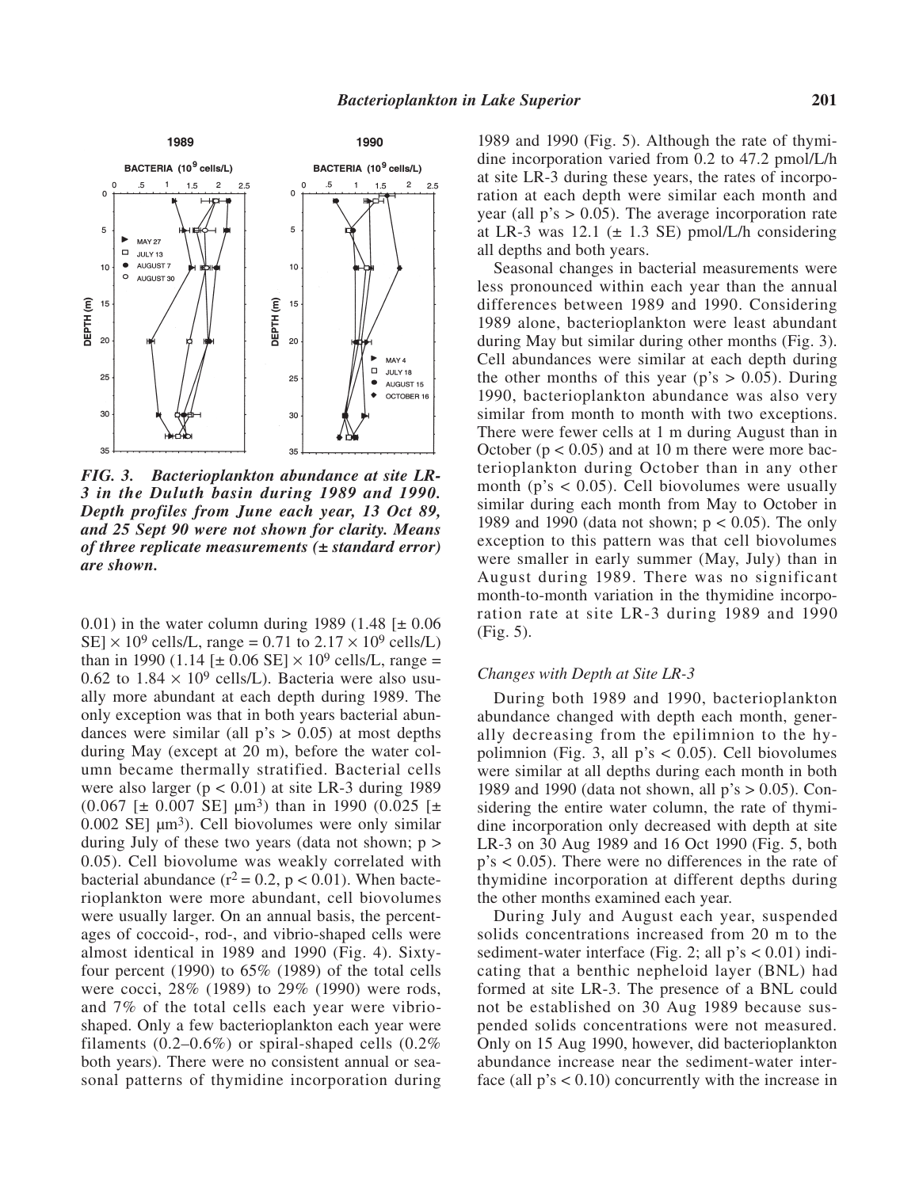FIG. 3. Bacterioplankton abundance at site LR-3 in the Duluth basin during 1989 and 1990. Depth profiles from June each year, 13 Oct 89, and 25 Sept 90 were not shown for clarity. Means of three replicate measurements (± standard error) are shown.

0.01) in the water column during 1989 (1.48 [± 0.06 SE] × $10^9$ cells/L, range = 0.71 to 2.17 × $10^9$ cells/L) than in 1990 (1.14 [± 0.06 SE] × $10^9$ cells/L, range = 0.62 to 1.84 × $10^9$ cells/L). Bacteria were also usually more abundant at each depth during 1989. The only exception was that in both years bacterial abundances were similar (all p's > 0.05) at most depths during May (except at 20 m), before the water column became thermally stratified. Bacterial cells were also larger ($p < 0.01$) at site LR-3 during 1989 (0.067 [± 0.007 SE] $\mu m^3$) than in 1990 (0.025 [± 0.002 SE] $\mu m^3$). Cell biovolumes were only similar during July of these two years (data not shown; $p > 0.05$). Cell biovolume was weakly correlated with bacterial abundance ($r^2 = 0.2$, $p < 0.01$). When bacterioplankton were more abundant, cell biovolumes were usually larger. On an annual basis, the percentages of coccoid-, rod-, and vibrio-shaped cells were almost identical in 1989 and 1990 (Fig. 4). Sixty-four percent (1990) to 65% (1989) of the total cells were cocci, 28% (1989) to 29% (1990) were rods, and 7% of the total cells each year were vibrio-shaped. Only a few bacterioplankton each year were filaments (0.2–0.6%) or spiral-shaped cells (0.2% both years). There were no consistent annual or seasonal patterns of thymidine incorporation during 1989 and 1990 (Fig. 5). Although the rate of thymidine incorporation varied from 0.2 to 47.2 pmol/L/h at site LR-3 during these years, the rates of incorporation at each depth were similar each month and year (all p's > 0.05). The average incorporation rate at LR-3 was 12.1 (± 1.3 SE) pmol/L/h considering all depths and both years.

Seasonal changes in bacterial measurements were less pronounced within each year than the annual differences between 1989 and 1990. Considering 1989 alone, bacterioplankton were least abundant during May but similar during other months (Fig. 3). Cell abundances were similar at each depth during the other months of this year (p's > 0.05). During 1990, bacterioplankton abundance was also very similar from month to month with two exceptions. There were fewer cells at 1 m during August than in October ($p < 0.05$) and at 10 m there were more bacterioplankton during October than in any other month (p's < 0.05). Cell biovolumes were usually similar during each month from May to October in 1989 and 1990 (data not shown; $p < 0.05$). The only exception to this pattern was that cell biovolumes were smaller in early summer (May, July) than in August during 1989. There was no significant month-to-month variation in the thymidine incorporation rate at site LR-3 during 1989 and 1990 (Fig. 5).

### Changes with Depth at Site LR-3

During both 1989 and 1990, bacterioplankton abundance changed with depth each month, generally decreasing from the epilimnion to the hypolimnion (Fig. 3, all p's < 0.05). Cell biovolumes were similar at all depths during each month in both 1989 and 1990 (data not shown, all p's > 0.05). Considering the entire water column, the rate of thymidine incorporation only decreased with depth at site LR-3 on 30 Aug 1989 and 16 Oct 1990 (Fig. 5, both p's < 0.05). There were no differences in the rate of thymidine incorporation at different depths during the other months examined each year.

During July and August each year, suspended solids concentrations increased from 20 m to the sediment-water interface (Fig. 2; all p's < 0.01) indicating that a benthic nepheloid layer (BNL) had formed at site LR-3. The presence of a BNL could not be established on 30 Aug 1989 because suspended solids concentrations were not measured. Only on 15 Aug 1990, however, did bacterioplankton abundance increase near the sediment-water interface (all p's < 0.10) concurrently with the increase in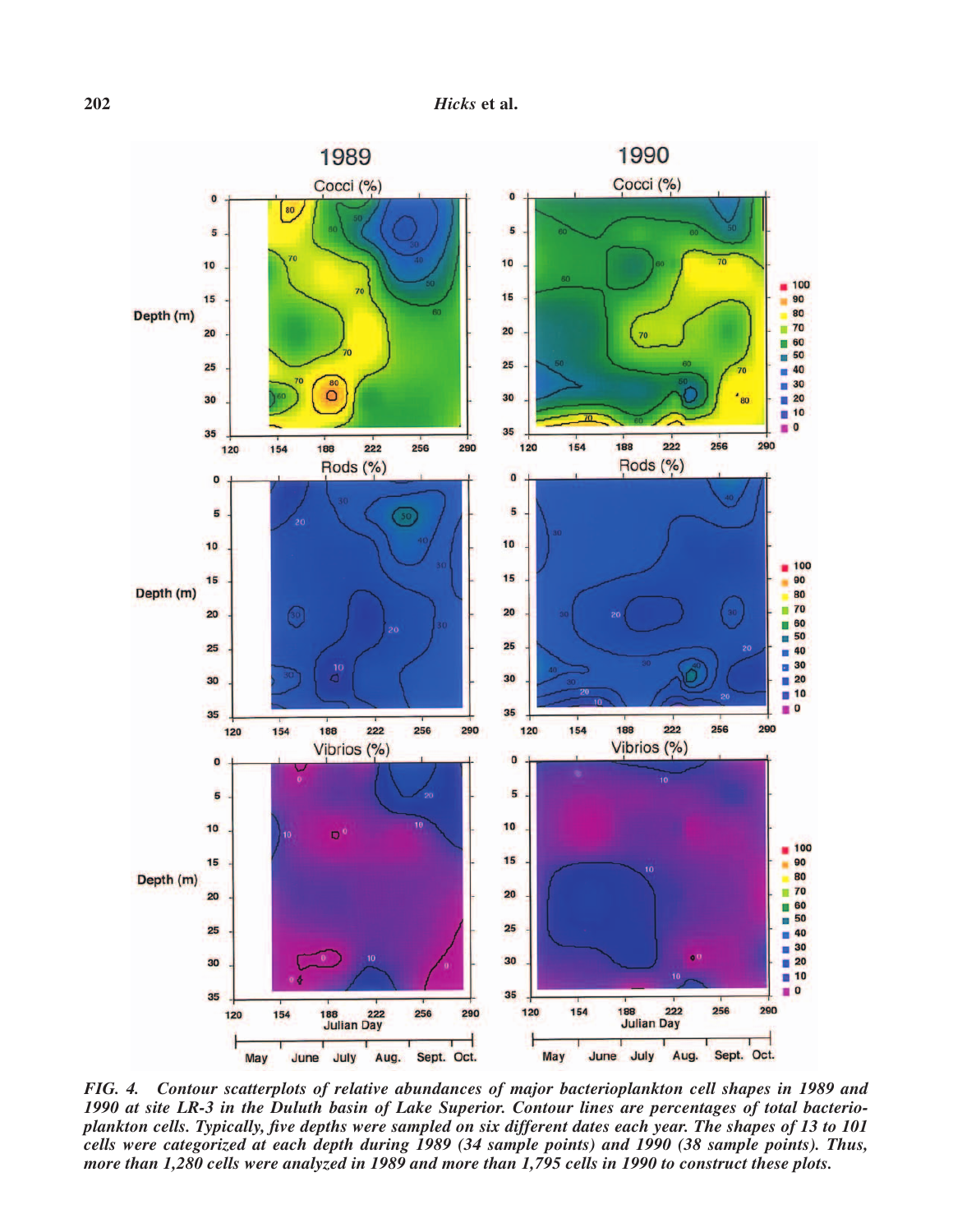FIG. 4. Contour scatterplots of relative abundances of major bacterioplankton cell shapes in 1989 and 1990 at site LR-3 in the Duluth basin of Lake Superior. Contour lines are percentages of total bacterioplankton cells. Typically, five depths were sampled on six different dates each year. The shapes of 13 to 101 cells were categorized at each depth during 1989 (34 sample points) and 1990 (38 sample points). Thus, more than 1,280 cells were analyzed in 1989 and more than 1,795 cells in 1990 to construct these plots.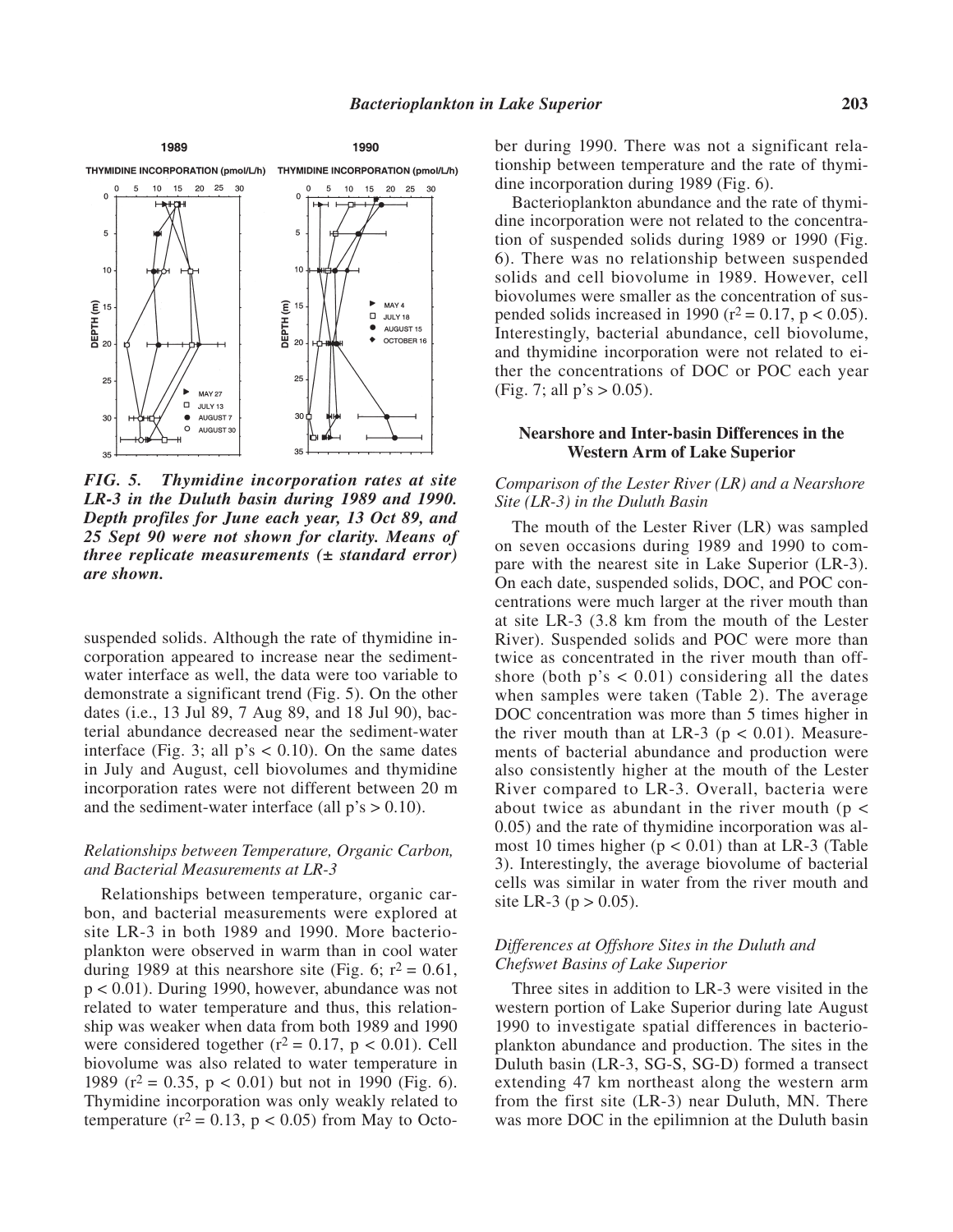FIG. 5. *Thymidine incorporation rates at site LR-3 in the Duluth basin during 1989 and 1990. Depth profiles for June each year, 13 Oct 89, and 25 Sept 90 were not shown for clarity. Means of three replicate measurements (± standard error) are shown.*

suspended solids. Although the rate of thymidine incorporation appeared to increase near the sediment-water interface as well, the data were too variable to demonstrate a significant trend (Fig. 5). On the other dates (i.e., 13 Jul 89, 7 Aug 89, and 18 Jul 90), bacterial abundance decreased near the sediment-water interface (Fig. 3; all p's $< 0.10$). On the same dates in July and August, cell biovolumes and thymidine incorporation rates were not different between 20 m and the sediment-water interface (all p's $> 0.10$).

### *Relationships between Temperature, Organic Carbon, and Bacterial Measurements at LR-3*

Relationships between temperature, organic carbon, and bacterial measurements were explored at site LR-3 in both 1989 and 1990. More bacterioplankton were observed in warm than in cool water during 1989 at this nearshore site (Fig. 6; $r^2 = 0.61$, $p < 0.01$). During 1990, however, abundance was not related to water temperature and thus, this relationship was weaker when data from both 1989 and 1990 were considered together ($r^2 = 0.17$, $p < 0.01$). Cell biovolume was also related to water temperature in 1989 ($r^2 = 0.35$, $p < 0.01$) but not in 1990 (Fig. 6). Thymidine incorporation was only weakly related to temperature ($r^2 = 0.13$, $p < 0.05$) from May to October during 1990. There was not a significant relationship between temperature and the rate of thymidine incorporation during 1989 (Fig. 6).

Bacterioplankton abundance and the rate of thymidine incorporation were not related to the concentration of suspended solids during 1989 or 1990 (Fig. 6). There was no relationship between suspended solids and cell biovolume in 1989. However, cell biovolumes were smaller as the concentration of suspended solids increased in 1990 ($r^2 = 0.17$, $p < 0.05$). Interestingly, bacterial abundance, cell biovolume, and thymidine incorporation were not related to either the concentrations of DOC or POC each year (Fig. 7; all p's $> 0.05$).

## Nearshore and Inter-basin Differences in the Western Arm of Lake Superior

### *Comparison of the Lester River (LR) and a Nearshore Site (LR-3) in the Duluth Basin*

The mouth of the Lester River (LR) was sampled on seven occasions during 1989 and 1990 to compare with the nearest site in Lake Superior (LR-3). On each date, suspended solids, DOC, and POC concentrations were much larger at the river mouth than at site LR-3 (3.8 km from the mouth of the Lester River). Suspended solids and POC were more than twice as concentrated in the river mouth than offshore (both p's $< 0.01$) considering all the dates when samples were taken (Table 2). The average DOC concentration was more than 5 times higher in the river mouth than at LR-3 ($p < 0.01$). Measurements of bacterial abundance and production were also consistently higher at the mouth of the Lester River compared to LR-3. Overall, bacteria were about twice as abundant in the river mouth ($p < 0.05$) and the rate of thymidine incorporation was almost 10 times higher ($p < 0.01$) than at LR-3 (Table 3). Interestingly, the average biovolume of bacterial cells was similar in water from the river mouth and site LR-3 ($p > 0.05$).

### *Differences at Offshore Sites in the Duluth and Chefswet Basins of Lake Superior*

Three sites in addition to LR-3 were visited in the western portion of Lake Superior during late August 1990 to investigate spatial differences in bacterioplankton abundance and production. The sites in the Duluth basin (LR-3, SG-S, SG-D) formed a transect extending 47 km northeast along the western arm from the first site (LR-3) near Duluth, MN. There was more DOC in the epilimnion at the Duluth basin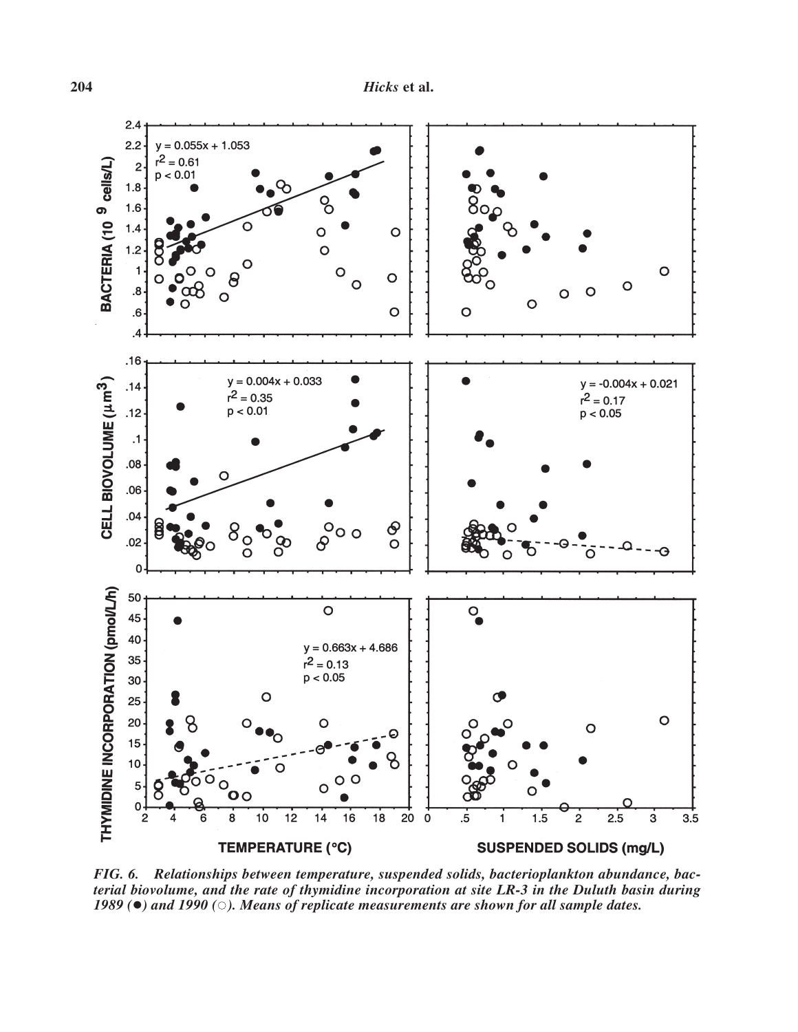FIG. 6. Relationships between temperature, suspended solids, bacterioplankton abundance, bacterial biovolume, and the rate of thymidine incorporation at site LR-3 in the Duluth basin during 1989 (●) and 1990 (○). Means of replicate measurements are shown for all sample dates.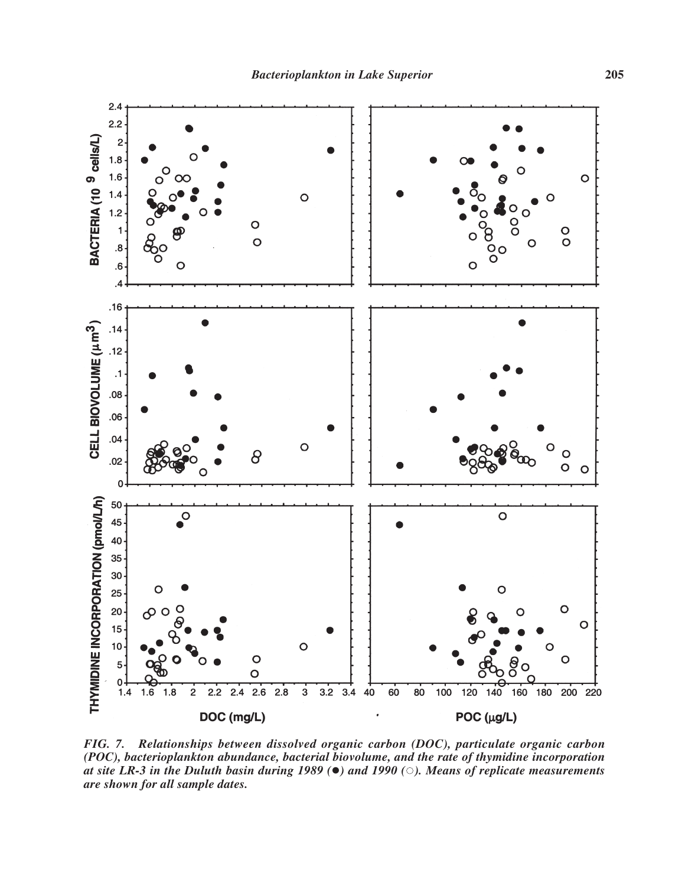FIG. 7. *Relationships between dissolved organic carbon (DOC), particulate organic carbon (POC), bacterioplankton abundance, bacterial biovolume, and the rate of thymidine incorporation at site LR-3 in the Duluth basin during 1989 (●) and 1990 (○). Means of replicate measurements are shown for all sample dates.*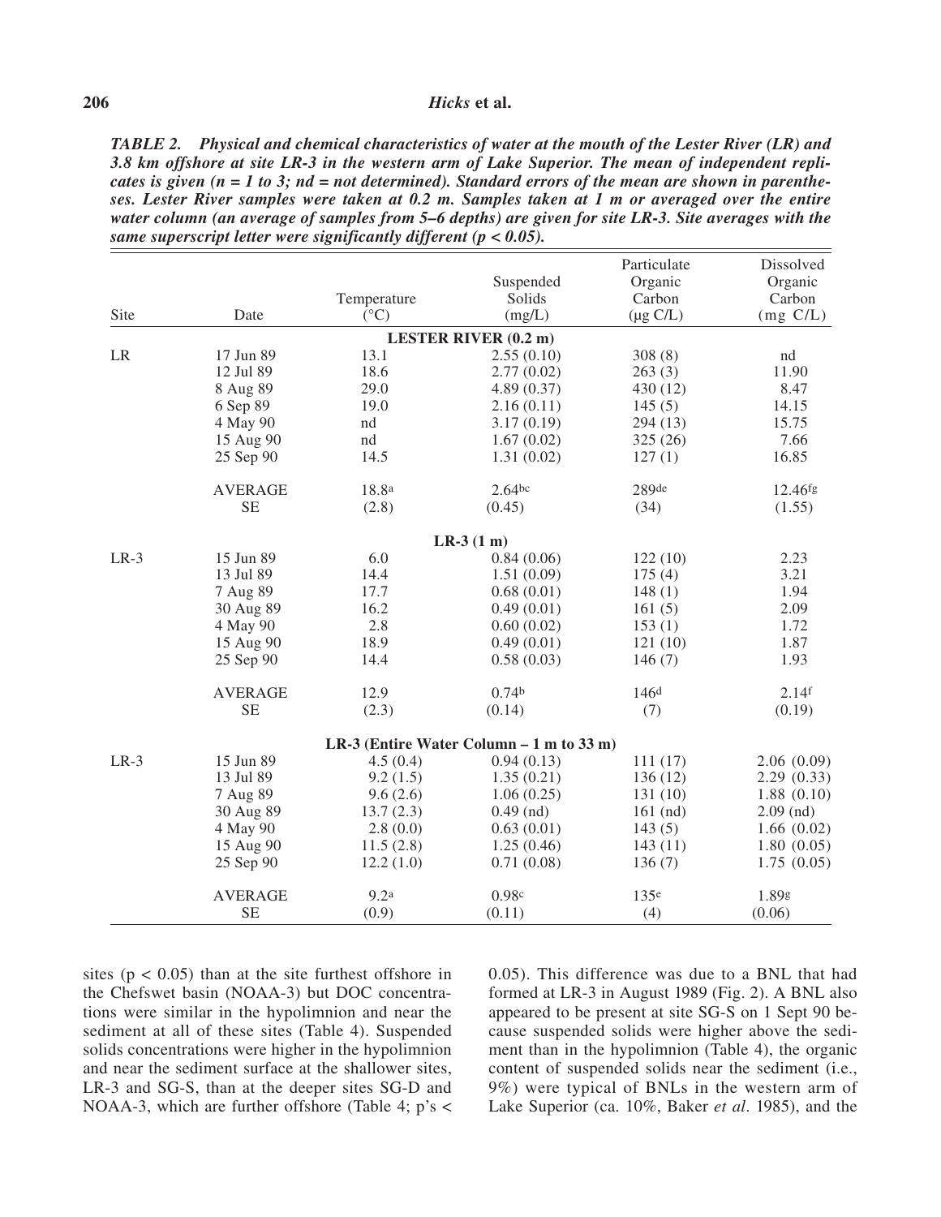***TABLE 2. Physical and chemical characteristics of water at the mouth of the Lester River (LR) and 3.8 km offshore at site LR-3 in the western arm of Lake Superior. The mean of independent replicates is given (n = 1 to 3; nd = not determined). Standard errors of the mean are shown in parentheses. Lester River samples were taken at 0.2 m. Samples taken at 1 m or averaged over the entire water column (an average of samples from 5–6 depths) are given for site LR-3. Site averages with the same superscript letter were significantly different (p < 0.05).***

| Site | Date | Temperature (°C) | Suspended Solids (mg/L) | Particulate Organic Carbon (µg C/L) | Dissolved Organic Carbon (mg C/L) |
|---|---|---|---|---|---|
| | | | **LESTER RIVER (0.2 m)** | | |
| LR | 17 Jun 89 | 13.1 | 2.55 (0.10) | 308 (8) | nd |
| | 12 Jul 89 | 18.6 | 2.77 (0.02) | 263 (3) | 11.90 |
| | 8 Aug 89 | 29.0 | 4.89 (0.37) | 430 (12) | 8.47 |
| | 6 Sep 89 | 19.0 | 2.16 (0.11) | 145 (5) | 14.15 |
| | 4 May 90 | nd | 3.17 (0.19) | 294 (13) | 15.75 |
| | 15 Aug 90 | nd | 1.67 (0.02) | 325 (26) | 7.66 |
| | 25 Sep 90 | 14.5 | 1.31 (0.02) | 127 (1) | 16.85 |
| | AVERAGE | 18.8[a] | 2.64[bc] | 289[de] | 12.46[fg] |
| | SE | (2.8) | (0.45) | (34) | (1.55) |
| | | | **LR-3 (1 m)** | | |
| LR-3 | 15 Jun 89 | 6.0 | 0.84 (0.06) | 122 (10) | 2.23 |
| | 13 Jul 89 | 14.4 | 1.51 (0.09) | 175 (4) | 3.21 |
| | 7 Aug 89 | 17.7 | 0.68 (0.01) | 148 (1) | 1.94 |
| | 30 Aug 89 | 16.2 | 0.49 (0.01) | 161 (5) | 2.09 |
| | 4 May 90 | 2.8 | 0.60 (0.02) | 153 (1) | 1.72 |
| | 15 Aug 90 | 18.9 | 0.49 (0.01) | 121 (10) | 1.87 |
| | 25 Sep 90 | 14.4 | 0.58 (0.03) | 146 (7) | 1.93 |
| | AVERAGE | 12.9 | 0.74[b] | 146[d] | 2.14[f] |
| | SE | (2.3) | (0.14) | (7) | (0.19) |
| | | | **LR-3 (Entire Water Column – 1 m to 33 m)** | | |
| LR-3 | 15 Jun 89 | 4.5 (0.4) | 0.94 (0.13) | 111 (17) | 2.06 (0.09) |
| | 13 Jul 89 | 9.2 (1.5) | 1.35 (0.21) | 136 (12) | 2.29 (0.33) |
| | 7 Aug 89 | 9.6 (2.6) | 1.06 (0.25) | 131 (10) | 1.88 (0.10) |
| | 30 Aug 89 | 13.7 (2.3) | 0.49 (nd) | 161 (nd) | 2.09 (nd) |
| | 4 May 90 | 2.8 (0.0) | 0.63 (0.01) | 143 (5) | 1.66 (0.02) |
| | 15 Aug 90 | 11.5 (2.8) | 1.25 (0.46) | 143 (11) | 1.80 (0.05) |
| | 25 Sep 90 | 12.2 (1.0) | 0.71 (0.08) | 136 (7) | 1.75 (0.05) |
| | AVERAGE | 9.2[a] | 0.98[c] | 135[e] | 1.89[g] |
| | SE | (0.9) | (0.11) | (4) | (0.06) |

sites ($p < 0.05$) than at the site furthest offshore in the Chefswet basin (NOAA-3) but DOC concentrations were similar in the hypolimnion and near the sediment at all of these sites (Table 4). Suspended solids concentrations were higher in the hypolimnion and near the sediment surface at the shallower sites, LR-3 and SG-S, than at the deeper sites SG-D and NOAA-3, which are further offshore (Table 4; p's < 0.05). This difference was due to a BNL that had formed at LR-3 in August 1989 (Fig. 2). A BNL also appeared to be present at site SG-S on 1 Sept 90 because suspended solids were higher above the sediment than in the hypolimnion (Table 4), the organic content of suspended solids near the sediment (i.e., 9%) were typical of BNLs in the western arm of Lake Superior (ca. 10%, Baker *et al*. 1985), and the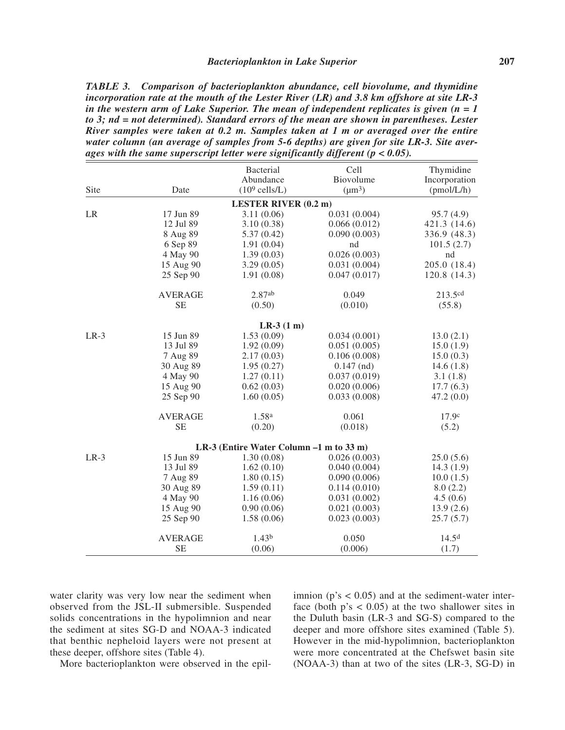***TABLE 3. Comparison of bacterioplankton abundance, cell biovolume, and thymidine incorporation rate at the mouth of the Lester River (LR) and 3.8 km offshore at site LR-3 in the western arm of Lake Superior. The mean of independent replicates is given (n = 1 to 3; nd = not determined). Standard errors of the mean are shown in parentheses. Lester River samples were taken at 0.2 m. Samples taken at 1 m or averaged over the entire water column (an average of samples from 5-6 depths) are given for site LR-3. Site averages with the same superscript letter were significantly different ($p < 0.05$).***

| Site | Date | Bacterial Abundance ($10^9$ cells/L) | Cell Biovolume ($\mu m^3$) | Thymidine Incorporation (pmol/L/h) |
|---|---|---|---|---|
| | | **LESTER RIVER (0.2 m)** | | |
| LR | 17 Jun 89 | 3.11 (0.06) | 0.031 (0.004) | 95.7 (4.9) |
| | 12 Jul 89 | 3.10 (0.38) | 0.066 (0.012) | 421.3 (14.6) |
| | 8 Aug 89 | 5.37 (0.42) | 0.090 (0.003) | 336.9 (48.3) |
| | 6 Sep 89 | 1.91 (0.04) | nd | 101.5 (2.7) |
| | 4 May 90 | 1.39 (0.03) | 0.026 (0.003) | nd |
| | 15 Aug 90 | 3.29 (0.05) | 0.031 (0.004) | 205.0 (18.4) |
| | 25 Sep 90 | 1.91 (0.08) | 0.047 (0.017) | 120.8 (14.3) |
| | AVERAGE | 2.87[ab] | 0.049 | 213.5[cd] |
| | SE | (0.50) | (0.010) | (55.8) |
| | | **LR-3 (1 m)** | | |
| LR-3 | 15 Jun 89 | 1.53 (0.09) | 0.034 (0.001) | 13.0 (2.1) |
| | 13 Jul 89 | 1.92 (0.09) | 0.051 (0.005) | 15.0 (1.9) |
| | 7 Aug 89 | 2.17 (0.03) | 0.106 (0.008) | 15.0 (0.3) |
| | 30 Aug 89 | 1.95 (0.27) | 0.147 (nd) | 14.6 (1.8) |
| | 4 May 90 | 1.27 (0.11) | 0.037 (0.019) | 3.1 (1.8) |
| | 15 Aug 90 | 0.62 (0.03) | 0.020 (0.006) | 17.7 (6.3) |
| | 25 Sep 90 | 1.60 (0.05) | 0.033 (0.008) | 47.2 (0.0) |
| | AVERAGE | 1.58[a] | 0.061 | 17.9[c] |
| | SE | (0.20) | (0.018) | (5.2) |
| | | **LR-3 (Entire Water Column –1 m to 33 m)** | | |
| LR-3 | 15 Jun 89 | 1.30 (0.08) | 0.026 (0.003) | 25.0 (5.6) |
| | 13 Jul 89 | 1.62 (0.10) | 0.040 (0.004) | 14.3 (1.9) |
| | 7 Aug 89 | 1.80 (0.15) | 0.090 (0.006) | 10.0 (1.5) |
| | 30 Aug 89 | 1.59 (0.11) | 0.114 (0.010) | 8.0 (2.2) |
| | 4 May 90 | 1.16 (0.06) | 0.031 (0.002) | 4.5 (0.6) |
| | 15 Aug 90 | 0.90 (0.06) | 0.021 (0.003) | 13.9 (2.6) |
| | 25 Sep 90 | 1.58 (0.06) | 0.023 (0.003) | 25.7 (5.7) |
| | AVERAGE | 1.43[b] | 0.050 | 14.5[d] |
| | SE | (0.06) | (0.006) | (1.7) |

water clarity was very low near the sediment when observed from the JSL-II submersible. Suspended solids concentrations in the hypolimnion and near the sediment at sites SG-D and NOAA-3 indicated that benthic nepheloid layers were not present at these deeper, offshore sites (Table 4).

More bacterioplankton were observed in the epilimnion (p's $< 0.05$) and at the sediment-water interface (both p's $< 0.05$) at the two shallower sites in the Duluth basin (LR-3 and SG-S) compared to the deeper and more offshore sites examined (Table 5). However in the mid-hypolimnion, bacterioplankton were more concentrated at the Chefswet basin site (NOAA-3) than at two of the sites (LR-3, SG-D) in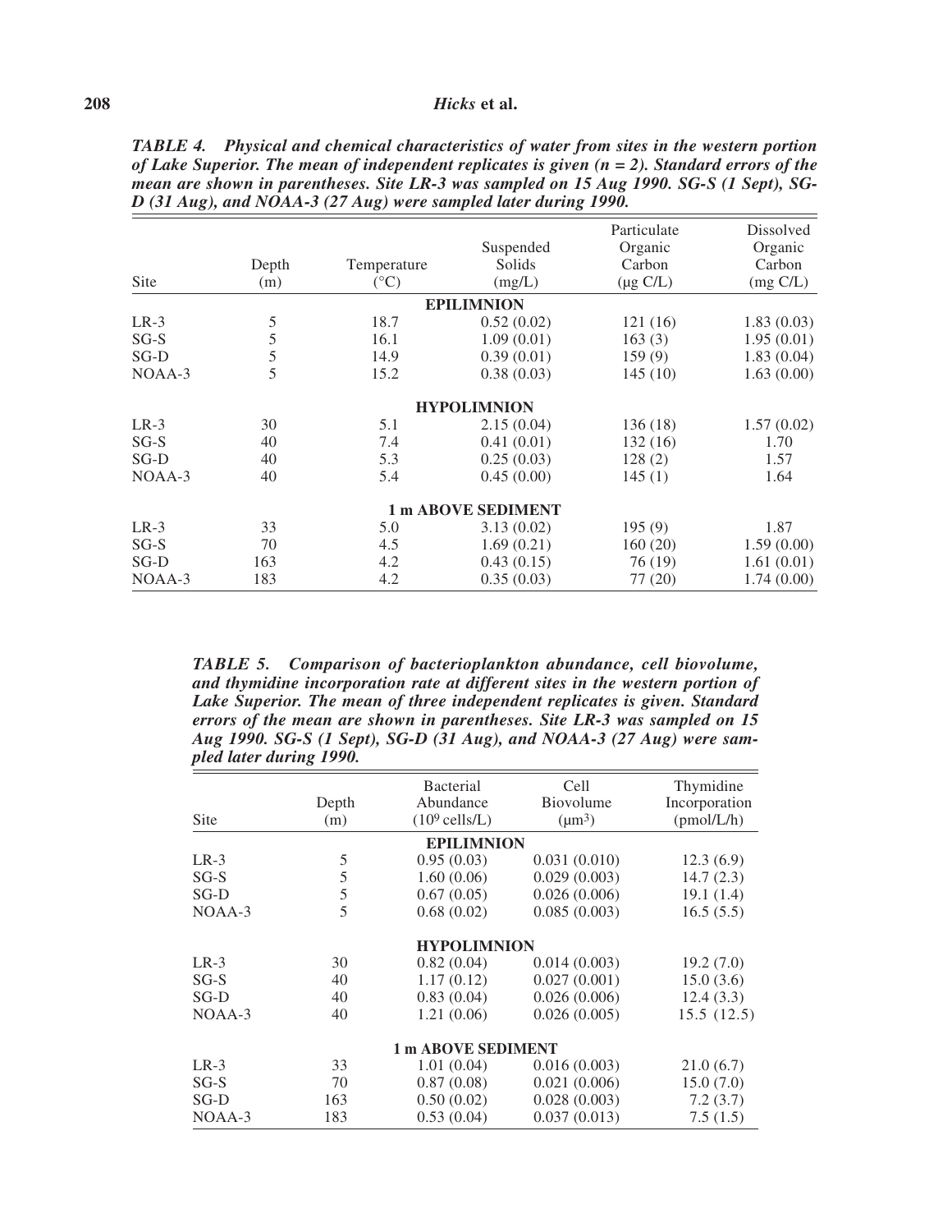***TABLE 4. Physical and chemical characteristics of water from sites in the western portion of Lake Superior. The mean of independent replicates is given (n = 2). Standard errors of the mean are shown in parentheses. Site LR-3 was sampled on 15 Aug 1990. SG-S (1 Sept), SG-D (31 Aug), and NOAA-3 (27 Aug) were sampled later during 1990.***

| Site | Depth (m) | Temperature (°C) | Suspended Solids (mg/L) | Particulate Organic Carbon (μg C/L) | Dissolved Organic Carbon (mg C/L) |
|---|---|---|---|---|---|
| | | | **EPILIMNION** | | |
| LR-3 | 5 | 18.7 | 0.52 (0.02) | 121 (16) | 1.83 (0.03) |
| SG-S | 5 | 16.1 | 1.09 (0.01) | 163 (3) | 1.95 (0.01) |
| SG-D | 5 | 14.9 | 0.39 (0.01) | 159 (9) | 1.83 (0.04) |
| NOAA-3 | 5 | 15.2 | 0.38 (0.03) | 145 (10) | 1.63 (0.00) |
| | | | **HYPOLIMNION** | | |
| LR-3 | 30 | 5.1 | 2.15 (0.04) | 136 (18) | 1.57 (0.02) |
| SG-S | 40 | 7.4 | 0.41 (0.01) | 132 (16) | 1.70 |
| SG-D | 40 | 5.3 | 0.25 (0.03) | 128 (2) | 1.57 |
| NOAA-3 | 40 | 5.4 | 0.45 (0.00) | 145 (1) | 1.64 |
| | | | **1 m ABOVE SEDIMENT** | | |
| LR-3 | 33 | 5.0 | 3.13 (0.02) | 195 (9) | 1.87 |
| SG-S | 70 | 4.5 | 1.69 (0.21) | 160 (20) | 1.59 (0.00) |
| SG-D | 163 | 4.2 | 0.43 (0.15) | 76 (19) | 1.61 (0.01) |
| NOAA-3 | 183 | 4.2 | 0.35 (0.03) | 77 (20) | 1.74 (0.00) |

***TABLE 5. Comparison of bacterioplankton abundance, cell biovolume, and thymidine incorporation rate at different sites in the western portion of Lake Superior. The mean of three independent replicates is given. Standard errors of the mean are shown in parentheses. Site LR-3 was sampled on 15 Aug 1990. SG-S (1 Sept), SG-D (31 Aug), and NOAA-3 (27 Aug) were sampled later during 1990.***

| Site | Depth (m) | Bacterial Abundance ($10^9$ cells/L) | Cell Biovolume ($\mu m^3$) | Thymidine Incorporation (pmol/L/h) |
|---|---|---|---|---|
| | | **EPILIMNION** | | |
| LR-3 | 5 | 0.95 (0.03) | 0.031 (0.010) | 12.3 (6.9) |
| SG-S | 5 | 1.60 (0.06) | 0.029 (0.003) | 14.7 (2.3) |
| SG-D | 5 | 0.67 (0.05) | 0.026 (0.006) | 19.1 (1.4) |
| NOAA-3 | 5 | 0.68 (0.02) | 0.085 (0.003) | 16.5 (5.5) |
| | | **HYPOLIMNION** | | |
| LR-3 | 30 | 0.82 (0.04) | 0.014 (0.003) | 19.2 (7.0) |
| SG-S | 40 | 1.17 (0.12) | 0.027 (0.001) | 15.0 (3.6) |
| SG-D | 40 | 0.83 (0.04) | 0.026 (0.006) | 12.4 (3.3) |
| NOAA-3 | 40 | 1.21 (0.06) | 0.026 (0.005) | 15.5 (12.5) |
| | | **1 m ABOVE SEDIMENT** | | |
| LR-3 | 33 | 1.01 (0.04) | 0.016 (0.003) | 21.0 (6.7) |
| SG-S | 70 | 0.87 (0.08) | 0.021 (0.006) | 15.0 (7.0) |
| SG-D | 163 | 0.50 (0.02) | 0.028 (0.003) | 7.2 (3.7) |
| NOAA-3 | 183 | 0.53 (0.04) | 0.037 (0.013) | 7.5 (1.5) |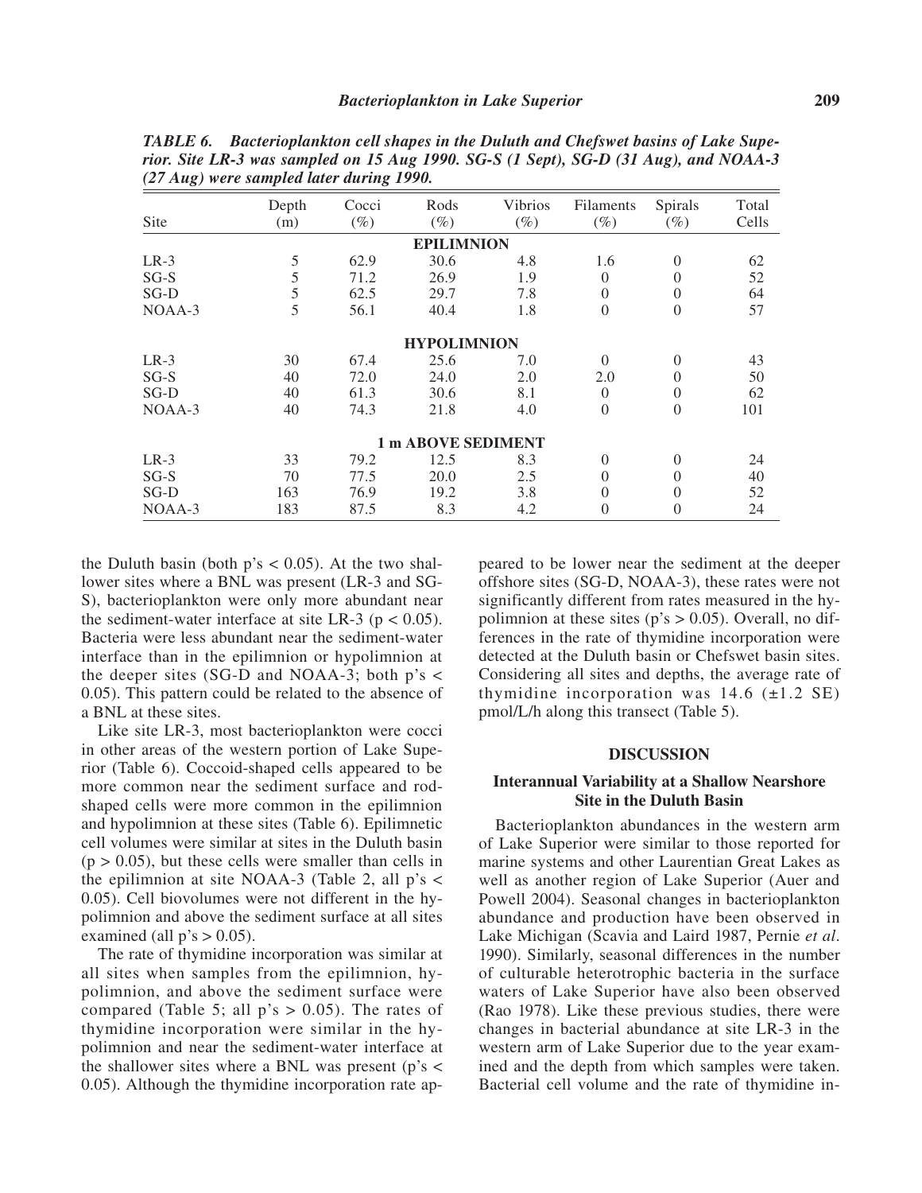***TABLE 6.*** ***Bacterioplankton cell shapes in the Duluth and Chefswet basins of Lake Superior. Site LR-3 was sampled on 15 Aug 1990. SG-S (1 Sept), SG-D (31 Aug), and NOAA-3 (27 Aug) were sampled later during 1990.***

| Site | Depth (m) | Cocci (%) | Rods (%) | Vibrios (%) | Filaments (%) | Spirals (%) | Total Cells |
|---|---|---|---|---|---|---|---|
| **EPILIMNION** | | | | | | | |
| LR-3 | 5 | 62.9 | 30.6 | 4.8 | 1.6 | 0 | 62 |
| SG-S | 5 | 71.2 | 26.9 | 1.9 | 0 | 0 | 52 |
| SG-D | 5 | 62.5 | 29.7 | 7.8 | 0 | 0 | 64 |
| NOAA-3 | 5 | 56.1 | 40.4 | 1.8 | 0 | 0 | 57 |
| **HYPOLIMNION** | | | | | | | |
| LR-3 | 30 | 67.4 | 25.6 | 7.0 | 0 | 0 | 43 |
| SG-S | 40 | 72.0 | 24.0 | 2.0 | 2.0 | 0 | 50 |
| SG-D | 40 | 61.3 | 30.6 | 8.1 | 0 | 0 | 62 |
| NOAA-3 | 40 | 74.3 | 21.8 | 4.0 | 0 | 0 | 101 |
| **1 m ABOVE SEDIMENT** | | | | | | | |
| LR-3 | 33 | 79.2 | 12.5 | 8.3 | 0 | 0 | 24 |
| SG-S | 70 | 77.5 | 20.0 | 2.5 | 0 | 0 | 40 |
| SG-D | 163 | 76.9 | 19.2 | 3.8 | 0 | 0 | 52 |
| NOAA-3 | 183 | 87.5 | 8.3 | 4.2 | 0 | 0 | 24 |

the Duluth basin (both p's $< 0.05$). At the two shallower sites where a BNL was present (LR-3 and SG-S), bacterioplankton were only more abundant near the sediment-water interface at site LR-3 ($p < 0.05$). Bacteria were less abundant near the sediment-water interface than in the epilimnion or hypolimnion at the deeper sites (SG-D and NOAA-3; both p's $<$ 0.05). This pattern could be related to the absence of a BNL at these sites.

Like site LR-3, most bacterioplankton were cocci in other areas of the western portion of Lake Superior (Table 6). Coccoid-shaped cells appeared to be more common near the sediment surface and rod-shaped cells were more common in the epilimnion and hypolimnion at these sites (Table 6). Epilimnetic cell volumes were similar at sites in the Duluth basin ($p > 0.05$), but these cells were smaller than cells in the epilimnion at site NOAA-3 (Table 2, all p's $<$ 0.05). Cell biovolumes were not different in the hypolimnion and above the sediment surface at all sites examined (all p's $> 0.05$).

The rate of thymidine incorporation was similar at all sites when samples from the epilimnion, hypolimnion, and above the sediment surface were compared (Table 5; all p's $> 0.05$). The rates of thymidine incorporation were similar in the hypolimnion and near the sediment-water interface at the shallower sites where a BNL was present (p's $<$ 0.05). Although the thymidine incorporation rate appeared to be lower near the sediment at the deeper offshore sites (SG-D, NOAA-3), these rates were not significantly different from rates measured in the hypolimnion at these sites (p's $> 0.05$). Overall, no differences in the rate of thymidine incorporation were detected at the Duluth basin or Chefswet basin sites. Considering all sites and depths, the average rate of thymidine incorporation was 14.6 ($\pm$1.2 SE) pmol/L/h along this transect (Table 5).

## DISCUSSION

### Interannual Variability at a Shallow Nearshore Site in the Duluth Basin

Bacterioplankton abundances in the western arm of Lake Superior were similar to those reported for marine systems and other Laurentian Great Lakes as well as another region of Lake Superior (Auer and Powell 2004). Seasonal changes in bacterioplankton abundance and production have been observed in Lake Michigan (Scavia and Laird 1987, Pernie *et al*. 1990). Similarly, seasonal differences in the number of culturable heterotrophic bacteria in the surface waters of Lake Superior have also been observed (Rao 1978). Like these previous studies, there were changes in bacterial abundance at site LR-3 in the western arm of Lake Superior due to the year examined and the depth from which samples were taken. Bacterial cell volume and the rate of thymidine in-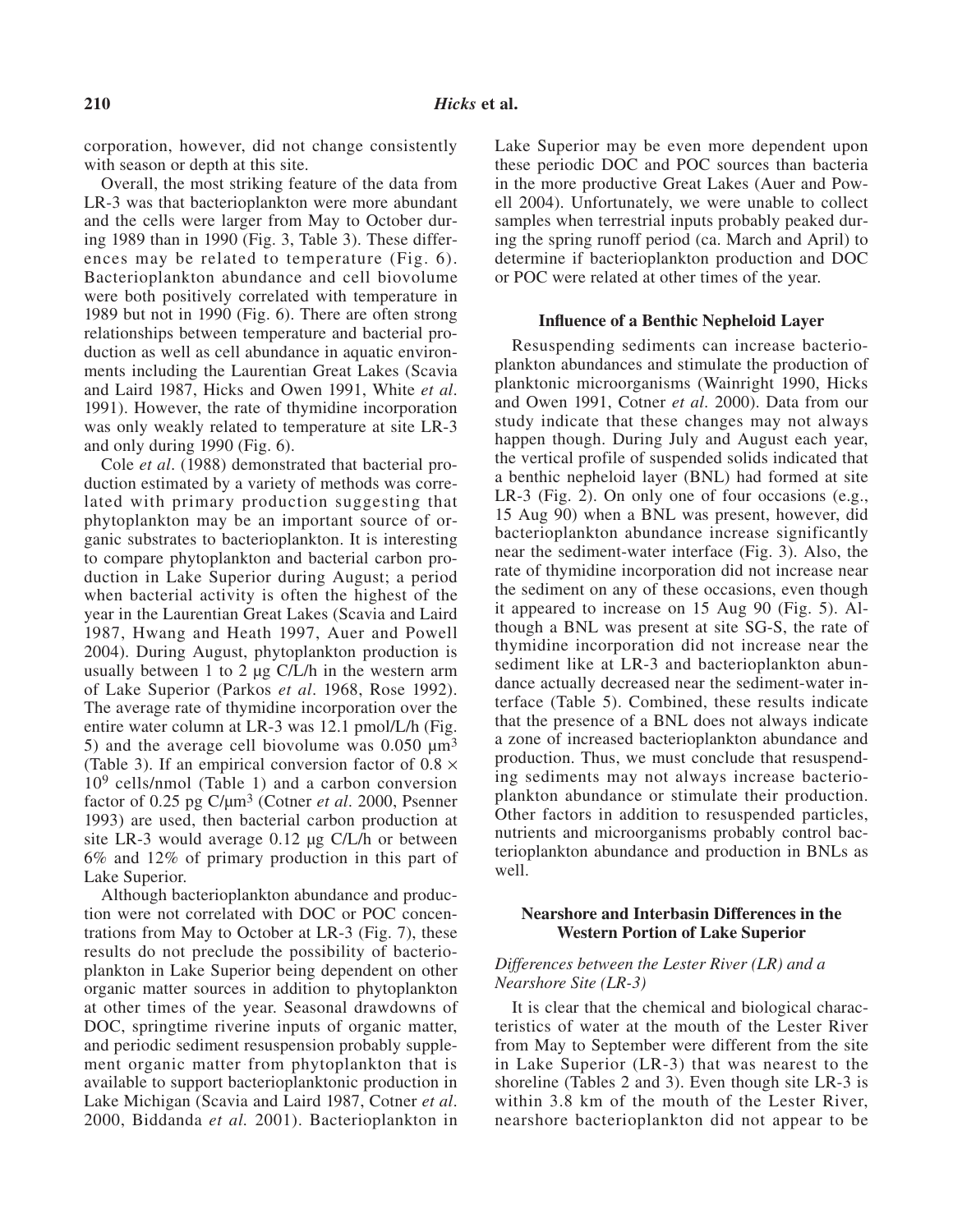corporation, however, did not change consistently with season or depth at this site.

Overall, the most striking feature of the data from LR-3 was that bacterioplankton were more abundant and the cells were larger from May to October during 1989 than in 1990 (Fig. 3, Table 3). These differences may be related to temperature (Fig. 6). Bacterioplankton abundance and cell biovolume were both positively correlated with temperature in 1989 but not in 1990 (Fig. 6). There are often strong relationships between temperature and bacterial production as well as cell abundance in aquatic environments including the Laurentian Great Lakes (Scavia and Laird 1987, Hicks and Owen 1991, White *et al*. 1991). However, the rate of thymidine incorporation was only weakly related to temperature at site LR-3 and only during 1990 (Fig. 6).

Cole *et al*. (1988) demonstrated that bacterial production estimated by a variety of methods was correlated with primary production suggesting that phytoplankton may be an important source of organic substrates to bacterioplankton. It is interesting to compare phytoplankton and bacterial carbon production in Lake Superior during August; a period when bacterial activity is often the highest of the year in the Laurentian Great Lakes (Scavia and Laird 1987, Hwang and Heath 1997, Auer and Powell 2004). During August, phytoplankton production is usually between 1 to 2 µg C/L/h in the western arm of Lake Superior (Parkos *et al*. 1968, Rose 1992). The average rate of thymidine incorporation over the entire water column at LR-3 was 12.1 pmol/L/h (Fig. 5) and the average cell biovolume was 0.050 $\mu m^3$ (Table 3). If an empirical conversion factor of $0.8 \times 10^9$ cells/nmol (Table 1) and a carbon conversion factor of 0.25 pg C/$\mu m^3$ (Cotner *et al*. 2000, Psenner 1993) are used, then bacterial carbon production at site LR-3 would average 0.12 µg C/L/h or between 6% and 12% of primary production in this part of Lake Superior.

Although bacterioplankton abundance and production were not correlated with DOC or POC concentrations from May to October at LR-3 (Fig. 7), these results do not preclude the possibility of bacterioplankton in Lake Superior being dependent on other organic matter sources in addition to phytoplankton at other times of the year. Seasonal drawdowns of DOC, springtime riverine inputs of organic matter, and periodic sediment resuspension probably supplement organic matter from phytoplankton that is available to support bacterioplanktonic production in Lake Michigan (Scavia and Laird 1987, Cotner *et al*. 2000, Biddanda *et al*. 2001). Bacterioplankton in Lake Superior may be even more dependent upon these periodic DOC and POC sources than bacteria in the more productive Great Lakes (Auer and Powell 2004). Unfortunately, we were unable to collect samples when terrestrial inputs probably peaked during the spring runoff period (ca. March and April) to determine if bacterioplankton production and DOC or POC were related at other times of the year.

### Influence of a Benthic Nepheloid Layer

Resuspending sediments can increase bacterioplankton abundances and stimulate the production of planktonic microorganisms (Wainright 1990, Hicks and Owen 1991, Cotner *et al*. 2000). Data from our study indicate that these changes may not always happen though. During July and August each year, the vertical profile of suspended solids indicated that a benthic nepheloid layer (BNL) had formed at site LR-3 (Fig. 2). On only one of four occasions (e.g., 15 Aug 90) when a BNL was present, however, did bacterioplankton abundance increase significantly near the sediment-water interface (Fig. 3). Also, the rate of thymidine incorporation did not increase near the sediment on any of these occasions, even though it appeared to increase on 15 Aug 90 (Fig. 5). Although a BNL was present at site SG-S, the rate of thymidine incorporation did not increase near the sediment like at LR-3 and bacterioplankton abundance actually decreased near the sediment-water interface (Table 5). Combined, these results indicate that the presence of a BNL does not always indicate a zone of increased bacterioplankton abundance and production. Thus, we must conclude that resuspending sediments may not always increase bacterioplankton abundance or stimulate their production. Other factors in addition to resuspended particles, nutrients and microorganisms probably control bacterioplankton abundance and production in BNLs as well.

### Nearshore and Interbasin Differences in the Western Portion of Lake Superior

#### *Differences between the Lester River (LR) and a Nearshore Site (LR-3)*

It is clear that the chemical and biological characteristics of water at the mouth of the Lester River from May to September were different from the site in Lake Superior (LR-3) that was nearest to the shoreline (Tables 2 and 3). Even though site LR-3 is within 3.8 km of the mouth of the Lester River, nearshore bacterioplankton did not appear to be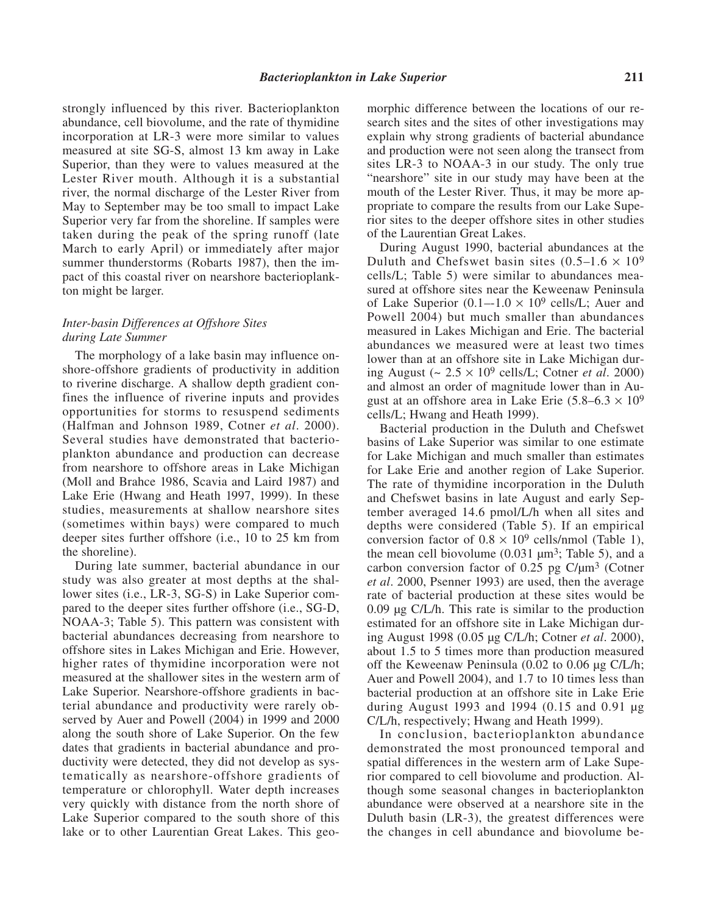strongly influenced by this river. Bacterioplankton abundance, cell biovolume, and the rate of thymidine incorporation at LR-3 were more similar to values measured at site SG-S, almost 13 km away in Lake Superior, than they were to values measured at the Lester River mouth. Although it is a substantial river, the normal discharge of the Lester River from May to September may be too small to impact Lake Superior very far from the shoreline. If samples were taken during the peak of the spring runoff (late March to early April) or immediately after major summer thunderstorms (Robarts 1987), then the impact of this coastal river on nearshore bacterioplankton might be larger.

### *Inter-basin Differences at Offshore Sites during Late Summer*

The morphology of a lake basin may influence onshore-offshore gradients of productivity in addition to riverine discharge. A shallow depth gradient confines the influence of riverine inputs and provides opportunities for storms to resuspend sediments (Halfman and Johnson 1989, Cotner *et al*. 2000). Several studies have demonstrated that bacterioplankton abundance and production can decrease from nearshore to offshore areas in Lake Michigan (Moll and Brahce 1986, Scavia and Laird 1987) and Lake Erie (Hwang and Heath 1997, 1999). In these studies, measurements at shallow nearshore sites (sometimes within bays) were compared to much deeper sites further offshore (i.e., 10 to 25 km from the shoreline).

During late summer, bacterial abundance in our study was also greater at most depths at the shallower sites (i.e., LR-3, SG-S) in Lake Superior compared to the deeper sites further offshore (i.e., SG-D, NOAA-3; Table 5). This pattern was consistent with bacterial abundances decreasing from nearshore to offshore sites in Lakes Michigan and Erie. However, higher rates of thymidine incorporation were not measured at the shallower sites in the western arm of Lake Superior. Nearshore-offshore gradients in bacterial abundance and productivity were rarely observed by Auer and Powell (2004) in 1999 and 2000 along the south shore of Lake Superior. On the few dates that gradients in bacterial abundance and productivity were detected, they did not develop as systematically as nearshore-offshore gradients of temperature or chlorophyll. Water depth increases very quickly with distance from the north shore of Lake Superior compared to the south shore of this lake or to other Laurentian Great Lakes. This geomorphic difference between the locations of our research sites and the sites of other investigations may explain why strong gradients of bacterial abundance and production were not seen along the transect from sites LR-3 to NOAA-3 in our study. The only true "nearshore" site in our study may have been at the mouth of the Lester River. Thus, it may be more appropriate to compare the results from our Lake Superior sites to the deeper offshore sites in other studies of the Laurentian Great Lakes.

During August 1990, bacterial abundances at the Duluth and Chefswet basin sites ($0.5–1.6 \times 10^9$ cells/L; Table 5) were similar to abundances measured at offshore sites near the Keweenaw Peninsula of Lake Superior ($0.1–1.0 \times 10^9$ cells/L; Auer and Powell 2004) but much smaller than abundances measured in Lakes Michigan and Erie. The bacterial abundances we measured were at least two times lower than at an offshore site in Lake Michigan during August ($\sim 2.5 \times 10^9$ cells/L; Cotner *et al*. 2000) and almost an order of magnitude lower than in August at an offshore area in Lake Erie ($5.8–6.3 \times 10^9$ cells/L; Hwang and Heath 1999).

Bacterial production in the Duluth and Chefswet basins of Lake Superior was similar to one estimate for Lake Michigan and much smaller than estimates for Lake Erie and another region of Lake Superior. The rate of thymidine incorporation in the Duluth and Chefswet basins in late August and early September averaged 14.6 pmol/L/h when all sites and depths were considered (Table 5). If an empirical conversion factor of $0.8 \times 10^9$ cells/nmol (Table 1), the mean cell biovolume (0.031 μm$^3$; Table 5), and a carbon conversion factor of 0.25 pg C/μm$^3$ (Cotner *et al*. 2000, Psenner 1993) are used, then the average rate of bacterial production at these sites would be 0.09 μg C/L/h. This rate is similar to the production estimated for an offshore site in Lake Michigan during August 1998 (0.05 μg C/L/h; Cotner *et al*. 2000), about 1.5 to 5 times more than production measured off the Keweenaw Peninsula (0.02 to 0.06 μg C/L/h; Auer and Powell 2004), and 1.7 to 10 times less than bacterial production at an offshore site in Lake Erie during August 1993 and 1994 (0.15 and 0.91 μg C/L/h, respectively; Hwang and Heath 1999).

In conclusion, bacterioplankton abundance demonstrated the most pronounced temporal and spatial differences in the western arm of Lake Superior compared to cell biovolume and production. Although some seasonal changes in bacterioplankton abundance were observed at a nearshore site in the Duluth basin (LR-3), the greatest differences were the changes in cell abundance and biovolume be-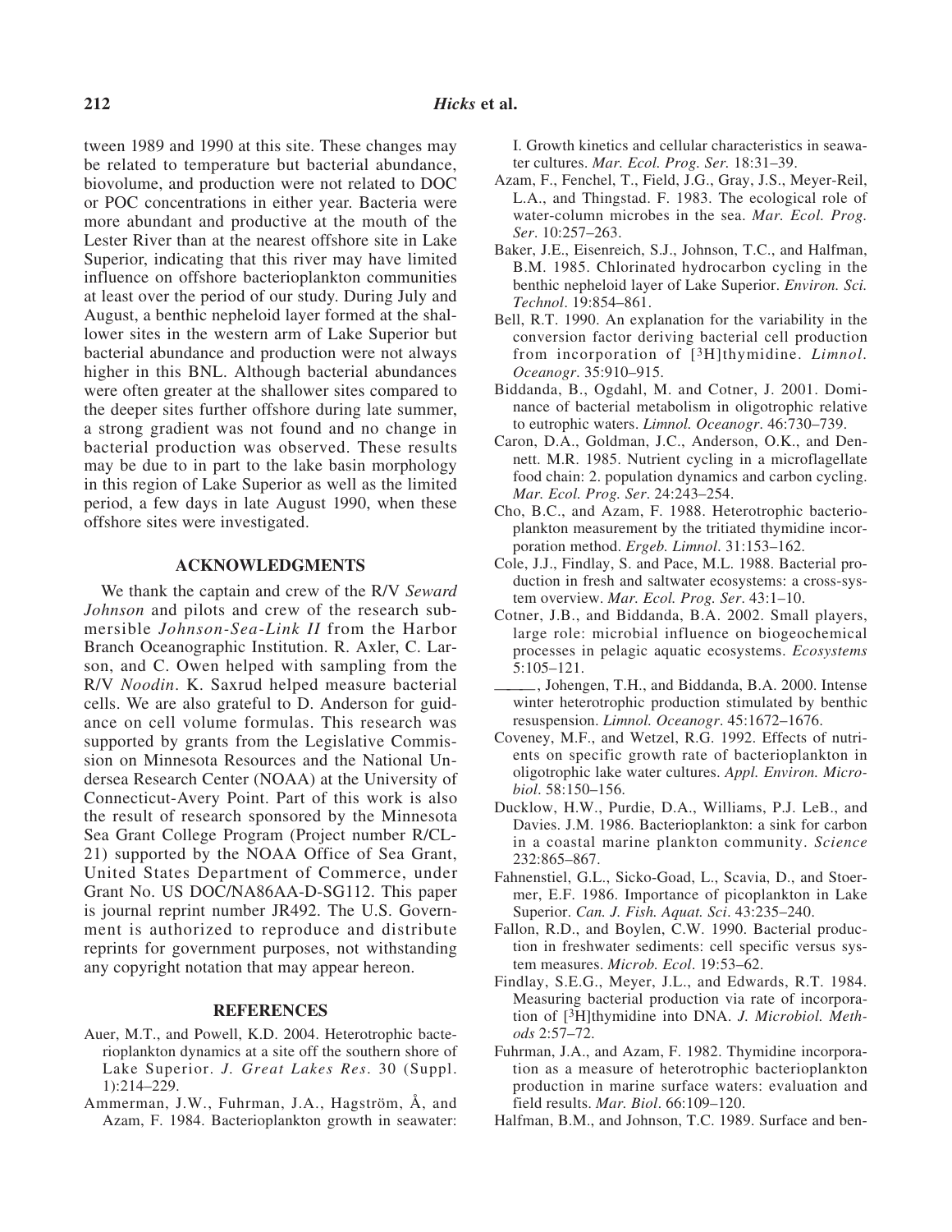tween 1989 and 1990 at this site. These changes may be related to temperature but bacterial abundance, biovolume, and production were not related to DOC or POC concentrations in either year. Bacteria were more abundant and productive at the mouth of the Lester River than at the nearest offshore site in Lake Superior, indicating that this river may have limited influence on offshore bacterioplankton communities at least over the period of our study. During July and August, a benthic nepheloid layer formed at the shallower sites in the western arm of Lake Superior but bacterial abundance and production were not always higher in this BNL. Although bacterial abundances were often greater at the shallower sites compared to the deeper sites further offshore during late summer, a strong gradient was not found and no change in bacterial production was observed. These results may be due to in part to the lake basin morphology in this region of Lake Superior as well as the limited period, a few days in late August 1990, when these offshore sites were investigated.

## ACKNOWLEDGMENTS

We thank the captain and crew of the R/V *Seward Johnson* and pilots and crew of the research submersible *Johnson-Sea-Link II* from the Harbor Branch Oceanographic Institution. R. Axler, C. Larson, and C. Owen helped with sampling from the R/V *Noodin*. K. Saxrud helped measure bacterial cells. We are also grateful to D. Anderson for guidance on cell volume formulas. This research was supported by grants from the Legislative Commission on Minnesota Resources and the National Undersea Research Center (NOAA) at the University of Connecticut-Avery Point. Part of this work is also the result of research sponsored by the Minnesota Sea Grant College Program (Project number R/CL-21) supported by the NOAA Office of Sea Grant, United States Department of Commerce, under Grant No. US DOC/NA86AA-D-SG112. This paper is journal reprint number JR492. The U.S. Government is authorized to reproduce and distribute reprints for government purposes, not withstanding any copyright notation that may appear hereon.

## REFERENCES

Auer, M.T., and Powell, K.D. 2004. Heterotrophic bacterioplankton dynamics at a site off the southern shore of Lake Superior. *J. Great Lakes Res*. 30 (Suppl. 1):214–229.

Ammerman, J.W., Fuhrman, J.A., Hagström, Å, and Azam, F. 1984. Bacterioplankton growth in seawater: I. Growth kinetics and cellular characteristics in seawater cultures. *Mar. Ecol. Prog. Ser.* 18:31–39.

Azam, F., Fenchel, T., Field, J.G., Gray, J.S., Meyer-Reil, L.A., and Thingstad. F. 1983. The ecological role of water-column microbes in the sea. *Mar. Ecol. Prog. Ser*. 10:257–263.

Baker, J.E., Eisenreich, S.J., Johnson, T.C., and Halfman, B.M. 1985. Chlorinated hydrocarbon cycling in the benthic nepheloid layer of Lake Superior. *Environ. Sci. Technol*. 19:854–861.

Bell, R.T. 1990. An explanation for the variability in the conversion factor deriving bacterial cell production from incorporation of [$^3$H]thymidine. *Limnol. Oceanogr*. 35:910–915.

Biddanda, B., Ogdahl, M. and Cotner, J. 2001. Dominance of bacterial metabolism in oligotrophic relative to eutrophic waters. *Limnol. Oceanogr*. 46:730–739.

Caron, D.A., Goldman, J.C., Anderson, O.K., and Dennett. M.R. 1985. Nutrient cycling in a microflagellate food chain: 2. population dynamics and carbon cycling. *Mar. Ecol. Prog. Ser*. 24:243–254.

Cho, B.C., and Azam, F. 1988. Heterotrophic bacterioplankton measurement by the tritiated thymidine incorporation method. *Ergeb. Limnol*. 31:153–162.

Cole, J.J., Findlay, S. and Pace, M.L. 1988. Bacterial production in fresh and saltwater ecosystems: a cross-system overview. *Mar. Ecol. Prog. Ser*. 43:1–10.

Cotner, J.B., and Biddanda, B.A. 2002. Small players, large role: microbial influence on biogeochemical processes in pelagic aquatic ecosystems. *Ecosystems* 5:105–121.

______, Johengen, T.H., and Biddanda, B.A. 2000. Intense winter heterotrophic production stimulated by benthic resuspension. *Limnol. Oceanogr*. 45:1672–1676.

Coveney, M.F., and Wetzel, R.G. 1992. Effects of nutrients on specific growth rate of bacterioplankton in oligotrophic lake water cultures. *Appl. Environ. Microbiol*. 58:150–156.

Ducklow, H.W., Purdie, D.A., Williams, P.J. LeB., and Davies. J.M. 1986. Bacterioplankton: a sink for carbon in a coastal marine plankton community. *Science* 232:865–867.

Fahnenstiel, G.L., Sicko-Goad, L., Scavia, D., and Stoermer, E.F. 1986. Importance of picoplankton in Lake Superior. *Can. J. Fish. Aquat. Sci*. 43:235–240.

Fallon, R.D., and Boylen, C.W. 1990. Bacterial production in freshwater sediments: cell specific versus system measures. *Microb. Ecol*. 19:53–62.

Findlay, S.E.G., Meyer, J.L., and Edwards, R.T. 1984. Measuring bacterial production via rate of incorporation of [$^3$H]thymidine into DNA. *J. Microbiol. Methods* 2:57–72.

Fuhrman, J.A., and Azam, F. 1982. Thymidine incorporation as a measure of heterotrophic bacterioplankton production in marine surface waters: evaluation and field results. *Mar. Biol*. 66:109–120.

Halfman, B.M., and Johnson, T.C. 1989. Surface and ben-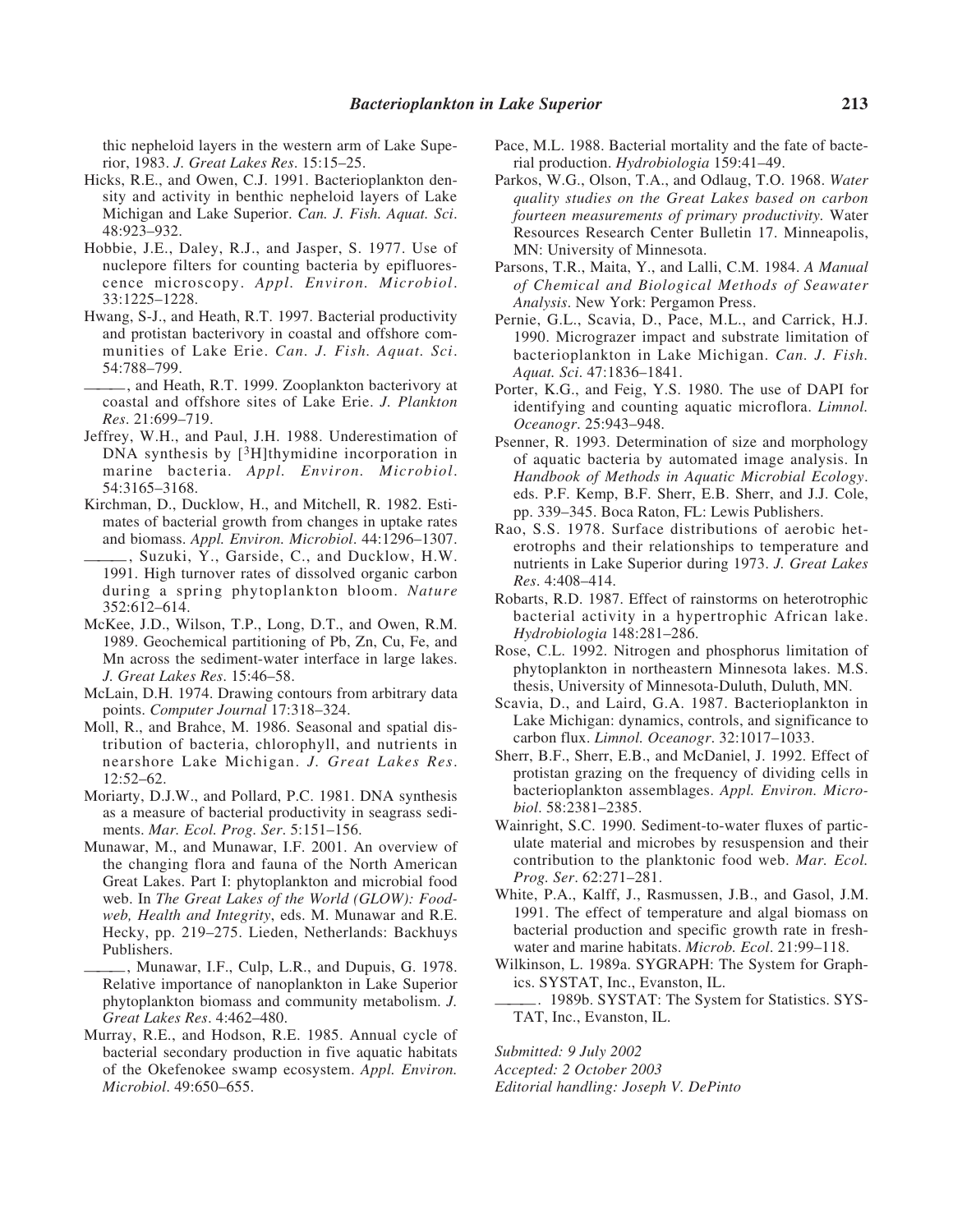thic nepheloid layers in the western arm of Lake Superior, 1983. *J. Great Lakes Res*. 15:15–25.

Hicks, R.E., and Owen, C.J. 1991. Bacterioplankton density and activity in benthic nepheloid layers of Lake Michigan and Lake Superior. *Can. J. Fish. Aquat. Sci*. 48:923–932.

Hobbie, J.E., Daley, R.J., and Jasper, S. 1977. Use of nuclepore filters for counting bacteria by epifluorescence microscopy. *Appl. Environ. Microbiol*. 33:1225–1228.

Hwang, S-J., and Heath, R.T. 1997. Bacterial productivity and protistan bacterivory in coastal and offshore communities of Lake Erie. *Can. J. Fish. Aquat. Sci*. 54:788–799.

_____, and Heath, R.T. 1999. Zooplankton bacterivory at coastal and offshore sites of Lake Erie. *J. Plankton Res*. 21:699–719.

Jeffrey, W.H., and Paul, J.H. 1988. Underestimation of DNA synthesis by [$^3$H]thymidine incorporation in marine bacteria. *Appl. Environ. Microbiol*. 54:3165–3168.

Kirchman, D., Ducklow, H., and Mitchell, R. 1982. Estimates of bacterial growth from changes in uptake rates and biomass. *Appl. Environ. Microbiol*. 44:1296–1307.

_____, Suzuki, Y., Garside, C., and Ducklow, H.W. 1991. High turnover rates of dissolved organic carbon during a spring phytoplankton bloom. *Nature* 352:612–614.

McKee, J.D., Wilson, T.P., Long, D.T., and Owen, R.M. 1989. Geochemical partitioning of Pb, Zn, Cu, Fe, and Mn across the sediment-water interface in large lakes. *J. Great Lakes Res*. 15:46–58.

McLain, D.H. 1974. Drawing contours from arbitrary data points. *Computer Journal* 17:318–324.

Moll, R., and Brahce, M. 1986. Seasonal and spatial distribution of bacteria, chlorophyll, and nutrients in nearshore Lake Michigan. *J. Great Lakes Res*. 12:52–62.

Moriarty, D.J.W., and Pollard, P.C. 1981. DNA synthesis as a measure of bacterial productivity in seagrass sediments. *Mar. Ecol. Prog. Ser*. 5:151–156.

Munawar, M., and Munawar, I.F. 2001. An overview of the changing flora and fauna of the North American Great Lakes. Part I: phytoplankton and microbial food web. In *The Great Lakes of the World (GLOW): Foodweb, Health and Integrity*, eds. M. Munawar and R.E. Hecky, pp. 219–275. Lieden, Netherlands: Backhuys Publishers.

_____, Munawar, I.F., Culp, L.R., and Dupuis, G. 1978. Relative importance of nanoplankton in Lake Superior phytoplankton biomass and community metabolism. *J. Great Lakes Res*. 4:462–480.

Murray, R.E., and Hodson, R.E. 1985. Annual cycle of bacterial secondary production in five aquatic habitats of the Okefenokee swamp ecosystem. *Appl. Environ. Microbiol*. 49:650–655.

Pace, M.L. 1988. Bacterial mortality and the fate of bacterial production. *Hydrobiologia* 159:41–49.

Parkos, W.G., Olson, T.A., and Odlaug, T.O. 1968. *Water quality studies on the Great Lakes based on carbon fourteen measurements of primary productivity.* Water Resources Research Center Bulletin 17. Minneapolis, MN: University of Minnesota.

Parsons, T.R., Maita, Y., and Lalli, C.M. 1984. *A Manual of Chemical and Biological Methods of Seawater Analysis*. New York: Pergamon Press.

Pernie, G.L., Scavia, D., Pace, M.L., and Carrick, H.J. 1990. Micrograzer impact and substrate limitation of bacterioplankton in Lake Michigan. *Can. J. Fish. Aquat. Sci*. 47:1836–1841.

Porter, K.G., and Feig, Y.S. 1980. The use of DAPI for identifying and counting aquatic microflora. *Limnol. Oceanogr*. 25:943–948.

Psenner, R. 1993. Determination of size and morphology of aquatic bacteria by automated image analysis. In *Handbook of Methods in Aquatic Microbial Ecology*. eds. P.F. Kemp, B.F. Sherr, E.B. Sherr, and J.J. Cole, pp. 339–345. Boca Raton, FL: Lewis Publishers.

Rao, S.S. 1978. Surface distributions of aerobic heterotrophs and their relationships to temperature and nutrients in Lake Superior during 1973. *J. Great Lakes Res*. 4:408–414.

Robarts, R.D. 1987. Effect of rainstorms on heterotrophic bacterial activity in a hypertrophic African lake. *Hydrobiologia* 148:281–286.

Rose, C.L. 1992. Nitrogen and phosphorus limitation of phytoplankton in northeastern Minnesota lakes. M.S. thesis, University of Minnesota-Duluth, Duluth, MN.

Scavia, D., and Laird, G.A. 1987. Bacterioplankton in Lake Michigan: dynamics, controls, and significance to carbon flux. *Limnol. Oceanogr*. 32:1017–1033.

Sherr, B.F., Sherr, E.B., and McDaniel, J. 1992. Effect of protistan grazing on the frequency of dividing cells in bacterioplankton assemblages. *Appl. Environ. Microbiol*. 58:2381–2385.

Wainright, S.C. 1990. Sediment-to-water fluxes of particulate material and microbes by resuspension and their contribution to the planktonic food web. *Mar. Ecol. Prog. Ser*. 62:271–281.

White, P.A., Kalff, J., Rasmussen, J.B., and Gasol, J.M. 1991. The effect of temperature and algal biomass on bacterial production and specific growth rate in freshwater and marine habitats. *Microb. Ecol*. 21:99–118.

Wilkinson, L. 1989a. SYGRAPH: The System for Graphics. SYSTAT, Inc., Evanston, IL.

_____. 1989b. SYSTAT: The System for Statistics. SYSTAT, Inc., Evanston, IL.

*Submitted: 9 July 2002*
*Accepted: 2 October 2003*
*Editorial handling: Joseph V. DePinto*